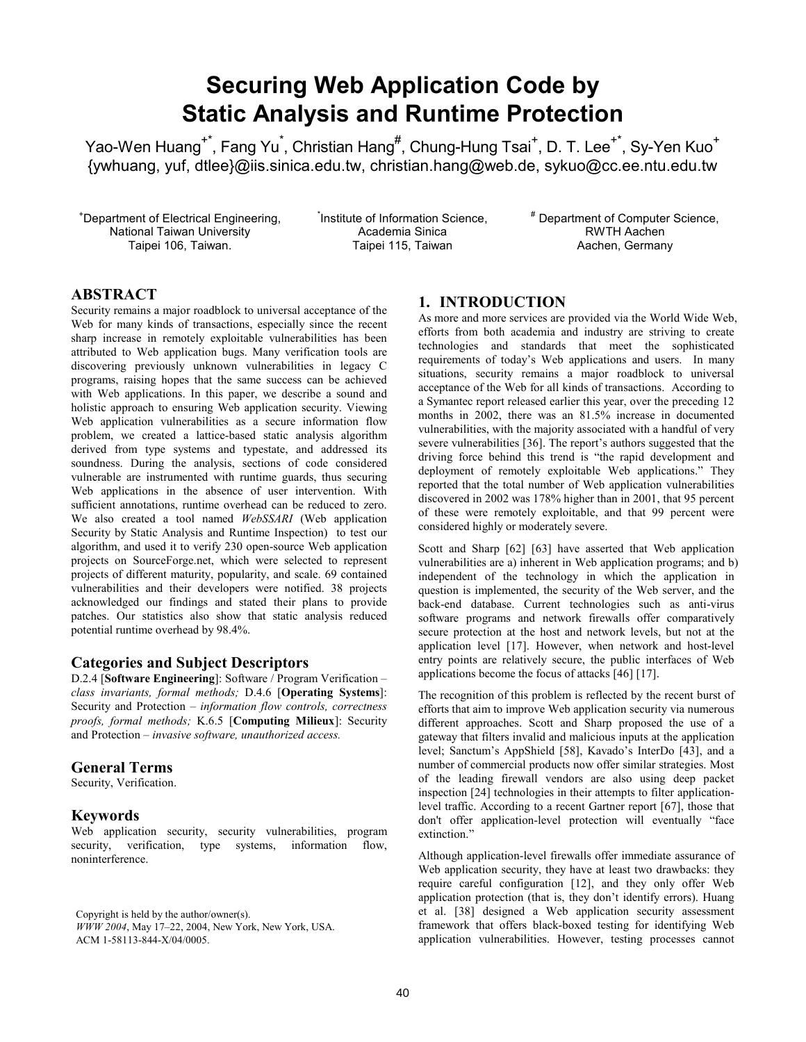# Securing Web Application Code by Static Analysis and Runtime Protection

Yao-Wen Huang[+*], Fang Yu[*], Christian Hang[#], Chung-Hung Tsai[+], D. T. Lee[+*], Sy-Yen Kuo[+]
{ywhuang, yuf, dtlee}@iis.sinica.edu.tw, christian.hang@web.de, sykuo@cc.ee.ntu.edu.tw

[+]Department of Electrical Engineering, National Taiwan University, Taipei 106, Taiwan.

[*]Institute of Information Science, Academia Sinica, Taipei 115, Taiwan

[#] Department of Computer Science, RWTH Aachen, Aachen, Germany

## ABSTRACT

Security remains a major roadblock to universal acceptance of the Web for many kinds of transactions, especially since the recent sharp increase in remotely exploitable vulnerabilities has been attributed to Web application bugs. Many verification tools are discovering previously unknown vulnerabilities in legacy C programs, raising hopes that the same success can be achieved with Web applications. In this paper, we describe a sound and holistic approach to ensuring Web application security. Viewing Web application vulnerabilities as a secure information flow problem, we created a lattice-based static analysis algorithm derived from type systems and typestate, and addressed its soundness. During the analysis, sections of code considered vulnerable are instrumented with runtime guards, thus securing Web applications in the absence of user intervention. With sufficient annotations, runtime overhead can be reduced to zero. We also created a tool named *WebSSARI* (Web application Security by Static Analysis and Runtime Inspection) to test our algorithm, and used it to verify 230 open-source Web application projects on SourceForge.net, which were selected to represent projects of different maturity, popularity, and scale. 69 contained vulnerabilities and their developers were notified. 38 projects acknowledged our findings and stated their plans to provide patches. Our statistics also show that static analysis reduced potential runtime overhead by 98.4%.

### Categories and Subject Descriptors

D.2.4 [**Software Engineering**]: Software / Program Verification – *class invariants, formal methods;* D.4.6 [**Operating Systems**]: Security and Protection – *information flow controls, correctness proofs, formal methods;* K.6.5 [**Computing Milieux**]: Security and Protection – *invasive software, unauthorized access.*

### General Terms

Security, Verification.

### Keywords

Web application security, security vulnerabilities, program security, verification, type systems, information flow, noninterference.

Copyright is held by the author/owner(s).
*WWW 2004*, May 17–22, 2004, New York, New York, USA.
ACM 1-58113-844-X/04/0005.

## 1. INTRODUCTION

As more and more services are provided via the World Wide Web, efforts from both academia and industry are striving to create technologies and standards that meet the sophisticated requirements of today's Web applications and users. In many situations, security remains a major roadblock to universal acceptance of the Web for all kinds of transactions. According to a Symantec report released earlier this year, over the preceding 12 months in 2002, there was an 81.5% increase in documented vulnerabilities, with the majority associated with a handful of very severe vulnerabilities [36]. The report's authors suggested that the driving force behind this trend is "the rapid development and deployment of remotely exploitable Web applications." They reported that the total number of Web application vulnerabilities discovered in 2002 was 178% higher than in 2001, that 95 percent of these were remotely exploitable, and that 99 percent were considered highly or moderately severe.

Scott and Sharp [62] [63] have asserted that Web application vulnerabilities are a) inherent in Web application programs; and b) independent of the technology in which the application in question is implemented, the security of the Web server, and the back-end database. Current technologies such as anti-virus software programs and network firewalls offer comparatively secure protection at the host and network levels, but not at the application level [17]. However, when network and host-level entry points are relatively secure, the public interfaces of Web applications become the focus of attacks [46] [17].

The recognition of this problem is reflected by the recent burst of efforts that aim to improve Web application security via numerous different approaches. Scott and Sharp proposed the use of a gateway that filters invalid and malicious inputs at the application level; Sanctum's AppShield [58], Kavado's InterDo [43], and a number of commercial products now offer similar strategies. Most of the leading firewall vendors are also using deep packet inspection [24] technologies in their attempts to filter application-level traffic. According to a recent Gartner report [67], those that don't offer application-level protection will eventually "face extinction."

Although application-level firewalls offer immediate assurance of Web application security, they have at least two drawbacks: they require careful configuration [12], and they only offer Web application protection (that is, they don't identify errors). Huang et al. [38] designed a Web application security assessment framework that offers black-boxed testing for identifying Web application vulnerabilities. However, testing processes cannot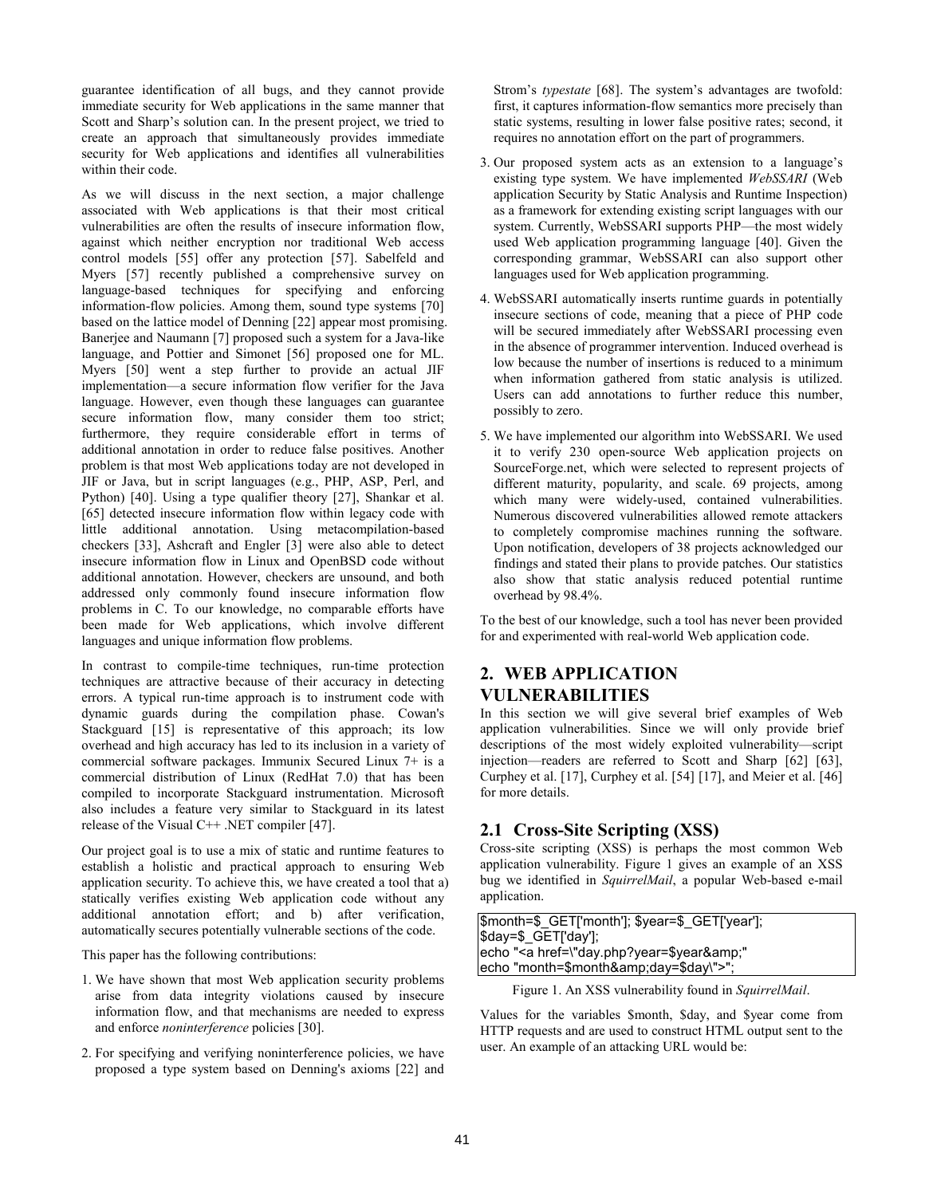guarantee identification of all bugs, and they cannot provide immediate security for Web applications in the same manner that Scott and Sharp's solution can. In the present project, we tried to create an approach that simultaneously provides immediate security for Web applications and identifies all vulnerabilities within their code.

As we will discuss in the next section, a major challenge associated with Web applications is that their most critical vulnerabilities are often the results of insecure information flow, against which neither encryption nor traditional Web access control models [55] offer any protection [57]. Sabelfeld and Myers [57] recently published a comprehensive survey on language-based techniques for specifying and enforcing information-flow policies. Among them, sound type systems [70] based on the lattice model of Denning [22] appear most promising. Banerjee and Naumann [7] proposed such a system for a Java-like language, and Pottier and Simonet [56] proposed one for ML. Myers [50] went a step further to provide an actual JIF implementation—a secure information flow verifier for the Java language. However, even though these languages can guarantee secure information flow, many consider them too strict; furthermore, they require considerable effort in terms of additional annotation in order to reduce false positives. Another problem is that most Web applications today are not developed in JIF or Java, but in script languages (e.g., PHP, ASP, Perl, and Python) [40]. Using a type qualifier theory [27], Shankar et al. [65] detected insecure information flow within legacy code with little additional annotation. Using metacompilation-based checkers [33], Ashcraft and Engler [3] were also able to detect insecure information flow in Linux and OpenBSD code without additional annotation. However, checkers are unsound, and both addressed only commonly found insecure information flow problems in C. To our knowledge, no comparable efforts have been made for Web applications, which involve different languages and unique information flow problems.

In contrast to compile-time techniques, run-time protection techniques are attractive because of their accuracy in detecting errors. A typical run-time approach is to instrument code with dynamic guards during the compilation phase. Cowan's Stackguard [15] is representative of this approach; its low overhead and high accuracy has led to its inclusion in a variety of commercial software packages. Immunix Secured Linux 7+ is a commercial distribution of Linux (RedHat 7.0) that has been compiled to incorporate Stackguard instrumentation. Microsoft also includes a feature very similar to Stackguard in its latest release of the Visual C++ .NET compiler [47].

Our project goal is to use a mix of static and runtime features to establish a holistic and practical approach to ensuring Web application security. To achieve this, we have created a tool that a) statically verifies existing Web application code without any additional annotation effort; and b) after verification, automatically secures potentially vulnerable sections of the code.

This paper has the following contributions:

1. We have shown that most Web application security problems arise from data integrity violations caused by insecure information flow, and that mechanisms are needed to express and enforce *noninterference* policies [30].
2. For specifying and verifying noninterference policies, we have proposed a type system based on Denning's axioms [22] and Strom's *typestate* [68]. The system's advantages are twofold: first, it captures information-flow semantics more precisely than static systems, resulting in lower false positive rates; second, it requires no annotation effort on the part of programmers.
3. Our proposed system acts as an extension to a language's existing type system. We have implemented *WebSSARI* (Web application Security by Static Analysis and Runtime Inspection) as a framework for extending existing script languages with our system. Currently, WebSSARI supports PHP—the most widely used Web application programming language [40]. Given the corresponding grammar, WebSSARI can also support other languages used for Web application programming.
4. WebSSARI automatically inserts runtime guards in potentially insecure sections of code, meaning that a piece of PHP code will be secured immediately after WebSSARI processing even in the absence of programmer intervention. Induced overhead is low because the number of insertions is reduced to a minimum when information gathered from static analysis is utilized. Users can add annotations to further reduce this number, possibly to zero.
5. We have implemented our algorithm into WebSSARI. We used it to verify 230 open-source Web application projects on SourceForge.net, which were selected to represent projects of different maturity, popularity, and scale. 69 projects, among which many were widely-used, contained vulnerabilities. Numerous discovered vulnerabilities allowed remote attackers to completely compromise machines running the software. Upon notification, developers of 38 projects acknowledged our findings and stated their plans to provide patches. Our statistics also show that static analysis reduced potential runtime overhead by 98.4%.

To the best of our knowledge, such a tool has never been provided for and experimented with real-world Web application code.

## 2. WEB APPLICATION VULNERABILITIES

In this section we will give several brief examples of Web application vulnerabilities. Since we will only provide brief descriptions of the most widely exploited vulnerability—script injection—readers are referred to Scott and Sharp [62] [63], Curphey et al. [17], Curphey et al. [54] [17], and Meier et al. [46] for more details.

### 2.1 Cross-Site Scripting (XSS)

Cross-site scripting (XSS) is perhaps the most common Web application vulnerability. Figure 1 gives an example of an XSS bug we identified in *SquirrelMail*, a popular Web-based e-mail application.

```
$month=$_GET['month']; $year=$_GET['year'];
$day=$_GET['day'];
echo "<a href=\"day.php?year=$year&amp;"
echo "month=$month&amp;day=$day\">";
```

Figure 1. An XSS vulnerability found in *SquirrelMail*.

Values for the variables $month, $day, and $year come from HTTP requests and are used to construct HTML output sent to the user. An example of an attacking URL would be: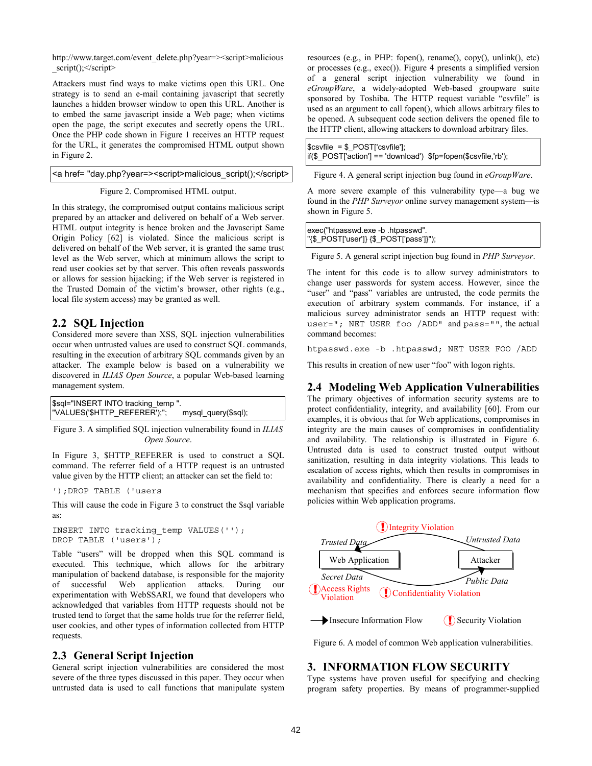http://www.target.com/event_delete.php?year=><script>malicious_script();</script>

Attackers must find ways to make victims open this URL. One strategy is to send an e-mail containing javascript that secretly launches a hidden browser window to open this URL. Another is to embed the same javascript inside a Web page; when victims open the page, the script executes and secretly opens the URL. Once the PHP code shown in Figure 1 receives an HTTP request for the URL, it generates the compromised HTML output shown in Figure 2.

```
<a href= "day.php?year=><script>malicious_script();</script>
```

Figure 2. Compromised HTML output.

In this strategy, the compromised output contains malicious script prepared by an attacker and delivered on behalf of a Web server. HTML output integrity is hence broken and the Javascript Same Origin Policy [62] is violated. Since the malicious script is delivered on behalf of the Web server, it is granted the same trust level as the Web server, which at minimum allows the script to read user cookies set by that server. This often reveals passwords or allows for session hijacking; if the Web server is registered in the Trusted Domain of the victim's browser, other rights (e.g., local file system access) may be granted as well.

## 2.2 SQL Injection

Considered more severe than XSS, SQL injection vulnerabilities occur when untrusted values are used to construct SQL commands, resulting in the execution of arbitrary SQL commands given by an attacker. The example below is based on a vulnerability we discovered in *ILIAS Open Source*, a popular Web-based learning management system.

```
$sql="INSERT INTO tracking_temp ".
"VALUES('$HTTP_REFERER');";      mysql_query($sql);
```

Figure 3. A simplified SQL injection vulnerability found in *ILIAS Open Source*.

In Figure 3, $HTTP_REFERER is used to construct a SQL command. The referrer field of a HTTP request is an untrusted value given by the HTTP client; an attacker can set the field to:

```
');DROP TABLE ('users
```

This will cause the code in Figure 3 to construct the $sql variable as:

```
INSERT INTO tracking_temp VALUES('');
DROP TABLE ('users');
```

Table "users" will be dropped when this SQL command is executed. This technique, which allows for the arbitrary manipulation of backend database, is responsible for the majority of successful Web application attacks. During our experimentation with WebSSARI, we found that developers who acknowledged that variables from HTTP requests should not be trusted tend to forget that the same holds true for the referrer field, user cookies, and other types of information collected from HTTP requests.

## 2.3 General Script Injection

General script injection vulnerabilities are considered the most severe of the three types discussed in this paper. They occur when untrusted data is used to call functions that manipulate system resources (e.g., in PHP: fopen(), rename(), copy(), unlink(), etc) or processes (e.g., exec()). Figure 4 presents a simplified version of a general script injection vulnerability we found in *eGroupWare*, a widely-adopted Web-based groupware suite sponsored by Toshiba. The HTTP request variable "csvfile" is used as an argument to call fopen(), which allows arbitrary files to be opened. A subsequent code section delivers the opened file to the HTTP client, allowing attackers to download arbitrary files.

```
$csvfile  = $_POST['csvfile'];
if($_POST['action'] == 'download')  $fp=fopen($csvfile,'rb');
```

Figure 4. A general script injection bug found in *eGroupWare*.

A more severe example of this vulnerability type—a bug we found in the *PHP Surveyor* online survey management system—is shown in Figure 5.

```
exec("htpasswd.exe -b .htpasswd".
"{$_POST['user']} {$_POST['pass']}");
```

Figure 5. A general script injection bug found in *PHP Surveyor*.

The intent for this code is to allow survey administrators to change user passwords for system access. However, since the "user" and "pass" variables are untrusted, the code permits the execution of arbitrary system commands. For instance, if a malicious survey administrator sends an HTTP request with: `user="; NET USER foo /ADD"` and `pass=""`, the actual command becomes:

```
htpasswd.exe -b .htpasswd; NET USER FOO /ADD
```

This results in creation of new user "foo" with logon rights.

## 2.4 Modeling Web Application Vulnerabilities

The primary objectives of information security systems are to protect confidentiality, integrity, and availability [60]. From our examples, it is obvious that for Web applications, compromises in integrity are the main causes of compromises in confidentiality and availability. The relationship is illustrated in Figure 6. Untrusted data is used to construct trusted output without sanitization, resulting in data integrity violations. This leads to escalation of access rights, which then results in compromises in availability and confidentiality. There is clearly a need for a mechanism that specifies and enforces secure information flow policies within Web application programs.

Figure 6. A model of common Web application vulnerabilities.

# 3. INFORMATION FLOW SECURITY

Type systems have proven useful for specifying and checking program safety properties. By means of programmer-supplied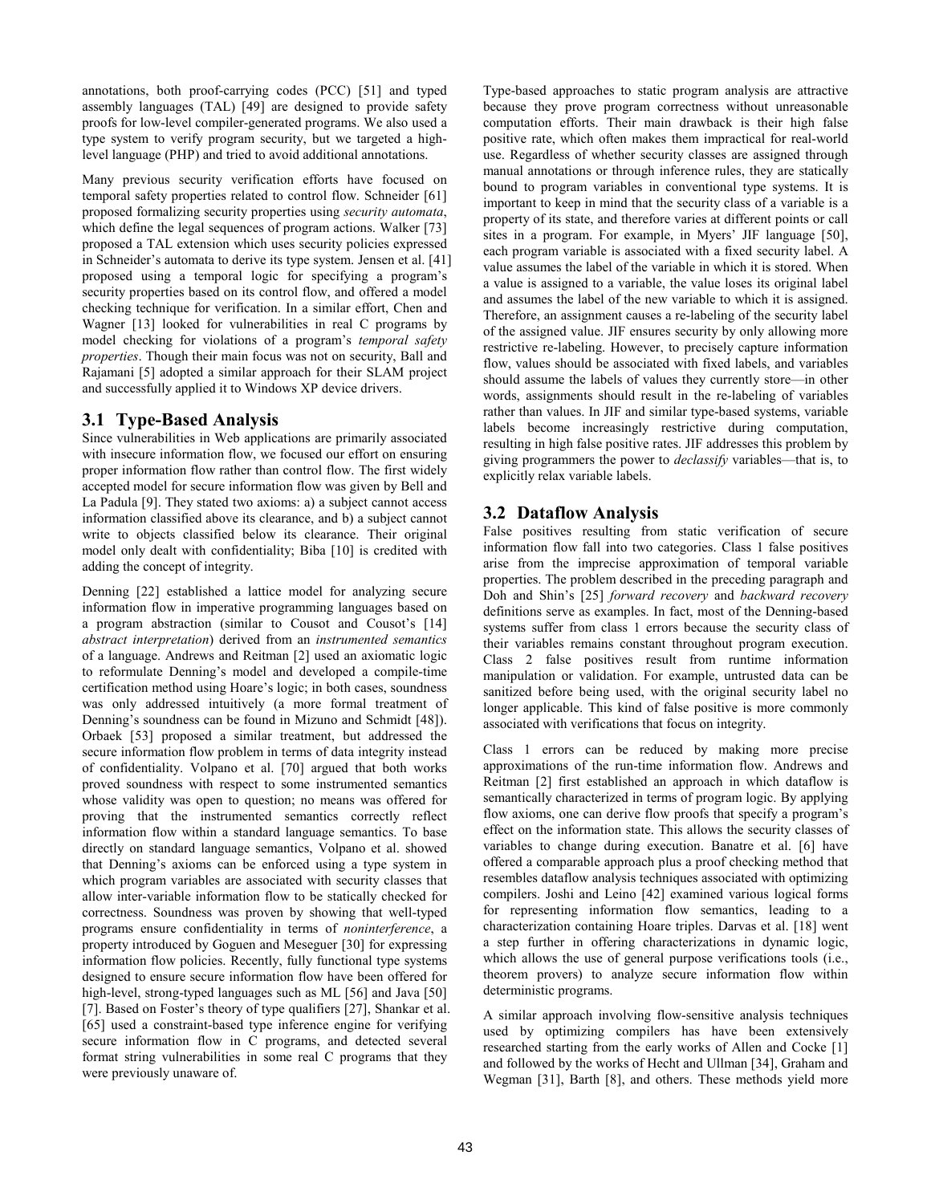annotations, both proof-carrying codes (PCC) [51] and typed assembly languages (TAL) [49] are designed to provide safety proofs for low-level compiler-generated programs. We also used a type system to verify program security, but we targeted a high-level language (PHP) and tried to avoid additional annotations.

Many previous security verification efforts have focused on temporal safety properties related to control flow. Schneider [61] proposed formalizing security properties using *security automata*, which define the legal sequences of program actions. Walker [73] proposed a TAL extension which uses security policies expressed in Schneider's automata to derive its type system. Jensen et al. [41] proposed using a temporal logic for specifying a program's security properties based on its control flow, and offered a model checking technique for verification. In a similar effort, Chen and Wagner [13] looked for vulnerabilities in real C programs by model checking for violations of a program's *temporal safety properties*. Though their main focus was not on security, Ball and Rajamani [5] adopted a similar approach for their SLAM project and successfully applied it to Windows XP device drivers.

## 3.1 Type-Based Analysis

Since vulnerabilities in Web applications are primarily associated with insecure information flow, we focused our effort on ensuring proper information flow rather than control flow. The first widely accepted model for secure information flow was given by Bell and La Padula [9]. They stated two axioms: a) a subject cannot access information classified above its clearance, and b) a subject cannot write to objects classified below its clearance. Their original model only dealt with confidentiality; Biba [10] is credited with adding the concept of integrity.

Denning [22] established a lattice model for analyzing secure information flow in imperative programming languages based on a program abstraction (similar to Cousot and Cousot's [14] *abstract interpretation*) derived from an *instrumented semantics* of a language. Andrews and Reitman [2] used an axiomatic logic to reformulate Denning's model and developed a compile-time certification method using Hoare's logic; in both cases, soundness was only addressed intuitively (a more formal treatment of Denning's soundness can be found in Mizuno and Schmidt [48]). Orbaek [53] proposed a similar treatment, but addressed the secure information flow problem in terms of data integrity instead of confidentiality. Volpano et al. [70] argued that both works proved soundness with respect to some instrumented semantics whose validity was open to question; no means was offered for proving that the instrumented semantics correctly reflect information flow within a standard language semantics. To base directly on standard language semantics, Volpano et al. showed that Denning's axioms can be enforced using a type system in which program variables are associated with security classes that allow inter-variable information flow to be statically checked for correctness. Soundness was proven by showing that well-typed programs ensure confidentiality in terms of *noninterference*, a property introduced by Goguen and Meseguer [30] for expressing information flow policies. Recently, fully functional type systems designed to ensure secure information flow have been offered for high-level, strong-typed languages such as ML [56] and Java [50] [7]. Based on Foster's theory of type qualifiers [27], Shankar et al. [65] used a constraint-based type inference engine for verifying secure information flow in C programs, and detected several format string vulnerabilities in some real C programs that they were previously unaware of.

Type-based approaches to static program analysis are attractive because they prove program correctness without unreasonable computation efforts. Their main drawback is their high false positive rate, which often makes them impractical for real-world use. Regardless of whether security classes are assigned through manual annotations or through inference rules, they are statically bound to program variables in conventional type systems. It is important to keep in mind that the security class of a variable is a property of its state, and therefore varies at different points or call sites in a program. For example, in Myers' JIF language [50], each program variable is associated with a fixed security label. A value assumes the label of the variable in which it is stored. When a value is assigned to a variable, the value loses its original label and assumes the label of the new variable to which it is assigned. Therefore, an assignment causes a re-labeling of the security label of the assigned value. JIF ensures security by only allowing more restrictive re-labeling. However, to precisely capture information flow, values should be associated with fixed labels, and variables should assume the labels of values they currently store—in other words, assignments should result in the re-labeling of variables rather than values. In JIF and similar type-based systems, variable labels become increasingly restrictive during computation, resulting in high false positive rates. JIF addresses this problem by giving programmers the power to *declassify* variables—that is, to explicitly relax variable labels.

## 3.2 Dataflow Analysis

False positives resulting from static verification of secure information flow fall into two categories. Class 1 false positives arise from the imprecise approximation of temporal variable properties. The problem described in the preceding paragraph and Doh and Shin's [25] *forward recovery* and *backward recovery* definitions serve as examples. In fact, most of the Denning-based systems suffer from class 1 errors because the security class of their variables remains constant throughout program execution. Class 2 false positives result from runtime information manipulation or validation. For example, untrusted data can be sanitized before being used, with the original security label no longer applicable. This kind of false positive is more commonly associated with verifications that focus on integrity.

Class 1 errors can be reduced by making more precise approximations of the run-time information flow. Andrews and Reitman [2] first established an approach in which dataflow is semantically characterized in terms of program logic. By applying flow axioms, one can derive flow proofs that specify a program's effect on the information state. This allows the security classes of variables to change during execution. Banatre et al. [6] have offered a comparable approach plus a proof checking method that resembles dataflow analysis techniques associated with optimizing compilers. Joshi and Leino [42] examined various logical forms for representing information flow semantics, leading to a characterization containing Hoare triples. Darvas et al. [18] went a step further in offering characterizations in dynamic logic, which allows the use of general purpose verifications tools (i.e., theorem provers) to analyze secure information flow within deterministic programs.

A similar approach involving flow-sensitive analysis techniques used by optimizing compilers has have been extensively researched starting from the early works of Allen and Cocke [1] and followed by the works of Hecht and Ullman [34], Graham and Wegman [31], Barth [8], and others. These methods yield more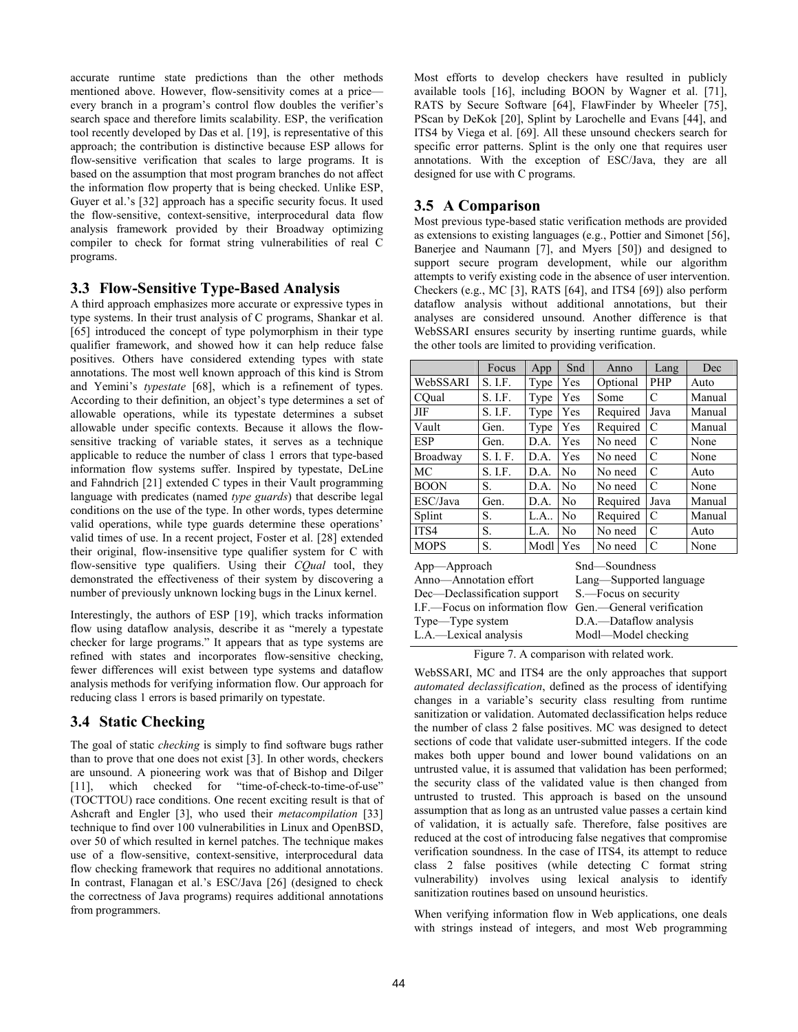accurate runtime state predictions than the other methods mentioned above. However, flow-sensitivity comes at a price—every branch in a program's control flow doubles the verifier's search space and therefore limits scalability. ESP, the verification tool recently developed by Das et al. [19], is representative of this approach; the contribution is distinctive because ESP allows for flow-sensitive verification that scales to large programs. It is based on the assumption that most program branches do not affect the information flow property that is being checked. Unlike ESP, Guyer et al.'s [32] approach has a specific security focus. It used the flow-sensitive, context-sensitive, interprocedural data flow analysis framework provided by their Broadway optimizing compiler to check for format string vulnerabilities of real C programs.

## 3.3 Flow-Sensitive Type-Based Analysis

A third approach emphasizes more accurate or expressive types in type systems. In their trust analysis of C programs, Shankar et al. [65] introduced the concept of type polymorphism in their type qualifier framework, and showed how it can help reduce false positives. Others have considered extending types with state annotations. The most well known approach of this kind is Strom and Yemini's *typestate* [68], which is a refinement of types. According to their definition, an object's type determines a set of allowable operations, while its typestate determines a subset allowable under specific contexts. Because it allows the flow-sensitive tracking of variable states, it serves as a technique applicable to reduce the number of class 1 errors that type-based information flow systems suffer. Inspired by typestate, DeLine and Fahndrich [21] extended C types in their Vault programming language with predicates (named *type guards*) that describe legal conditions on the use of the type. In other words, types determine valid operations, while type guards determine these operations' valid times of use. In a recent project, Foster et al. [28] extended their original, flow-insensitive type qualifier system for C with flow-sensitive type qualifiers. Using their *CQual* tool, they demonstrated the effectiveness of their system by discovering a number of previously unknown locking bugs in the Linux kernel.

Interestingly, the authors of ESP [19], which tracks information flow using dataflow analysis, describe it as "merely a typestate checker for large programs." It appears that as type systems are refined with states and incorporates flow-sensitive checking, fewer differences will exist between type systems and dataflow analysis methods for verifying information flow. Our approach for reducing class 1 errors is based primarily on typestate.

## 3.4 Static Checking

The goal of static *checking* is simply to find software bugs rather than to prove that one does not exist [3]. In other words, checkers are unsound. A pioneering work was that of Bishop and Dilger [11], which checked for "time-of-check-to-time-of-use" (TOCTTOU) race conditions. One recent exciting result is that of Ashcraft and Engler [3], who used their *metacompilation* [33] technique to find over 100 vulnerabilities in Linux and OpenBSD, over 50 of which resulted in kernel patches. The technique makes use of a flow-sensitive, context-sensitive, interprocedural data flow checking framework that requires no additional annotations. In contrast, Flanagan et al.'s ESC/Java [26] (designed to check the correctness of Java programs) requires additional annotations from programmers.

Most efforts to develop checkers have resulted in publicly available tools [16], including BOON by Wagner et al. [71], RATS by Secure Software [64], FlawFinder by Wheeler [75], PScan by DeKok [20], Splint by Larochelle and Evans [44], and ITS4 by Viega et al. [69]. All these unsound checkers search for specific error patterns. Splint is the only one that requires user annotations. With the exception of ESC/Java, they are all designed for use with C programs.

## 3.5 A Comparison

Most previous type-based static verification methods are provided as extensions to existing languages (e.g., Pottier and Simonet [56], Banerjee and Naumann [7], and Myers [50]) and designed to support secure program development, while our algorithm attempts to verify existing code in the absence of user intervention. Checkers (e.g., MC [3], RATS [64], and ITS4 [69]) also perform dataflow analysis without additional annotations, but their analyses are considered unsound. Another difference is that WebSSARI ensures security by inserting runtime guards, while the other tools are limited to providing verification.

| | Focus | App | Snd | Anno | Lang | Dec |
|---|---|---|---|---|---|---|
| WebSSARI | S. I.F. | Type | Yes | Optional | PHP | Auto |
| CQual | S. I.F. | Type | Yes | Some | C | Manual |
| JIF | S. I.F. | Type | Yes | Required | Java | Manual |
| Vault | Gen. | Type | Yes | Required | C | Manual |
| ESP | Gen. | D.A. | Yes | No need | C | None |
| Broadway | S. I. F. | D.A. | Yes | No need | C | None |
| MC | S. I.F. | D.A. | No | No need | C | Auto |
| BOON | S. | D.A. | No | No need | C | None |
| ESC/Java | Gen. | D.A. | No | Required | Java | Manual |
| Splint | S. | L.A.. | No | Required | C | Manual |
| ITS4 | S. | L.A. | No | No need | C | Auto |
| MOPS | S. | Modl | Yes | No need | C | None |

App—Approach; Snd—Soundness; Anno—Annotation effort; Lang—Supported language; Dec—Declassification support; S.—Focus on security; I.F.—Focus on information flow; Gen.—General verification; Type—Type system; D.A.—Dataflow analysis; L.A.—Lexical analysis; Modl—Model checking

Figure 7. A comparison with related work.

WebSSARI, MC and ITS4 are the only approaches that support *automated declassification*, defined as the process of identifying changes in a variable's security class resulting from runtime sanitization or validation. Automated declassification helps reduce the number of class 2 false positives. MC was designed to detect sections of code that validate user-submitted integers. If the code makes both upper bound and lower bound validations on an untrusted value, it is assumed that validation has been performed; the security class of the validated value is then changed from untrusted to trusted. This approach is based on the unsound assumption that as long as an untrusted value passes a certain kind of validation, it is actually safe. Therefore, false positives are reduced at the cost of introducing false negatives that compromise verification soundness. In the case of ITS4, its attempt to reduce class 2 false positives (while detecting C format string vulnerability) involves using lexical analysis to identify sanitization routines based on unsound heuristics.

When verifying information flow in Web applications, one deals with strings instead of integers, and most Web programming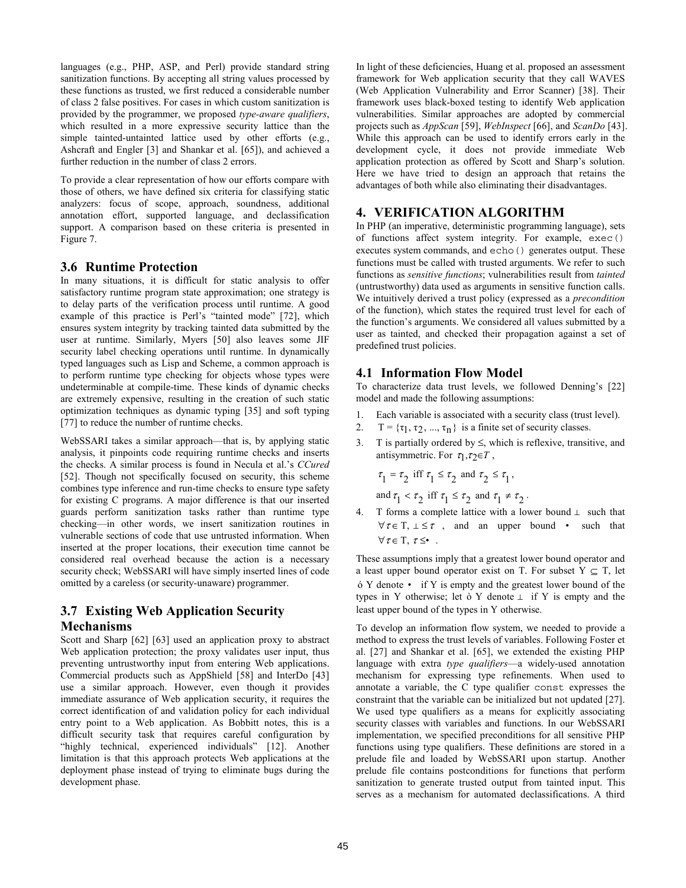languages (e.g., PHP, ASP, and Perl) provide standard string sanitization functions. By accepting all string values processed by these functions as trusted, we first reduced a considerable number of class 2 false positives. For cases in which custom sanitization is provided by the programmer, we proposed *type-aware qualifiers*, which resulted in a more expressive security lattice than the simple tainted-untainted lattice used by other efforts (e.g., Ashcraft and Engler [3] and Shankar et al. [65]), and achieved a further reduction in the number of class 2 errors.

To provide a clear representation of how our efforts compare with those of others, we have defined six criteria for classifying static analyzers: focus of scope, approach, soundness, additional annotation effort, supported language, and declassification support. A comparison based on these criteria is presented in Figure 7.

## 3.6 Runtime Protection

In many situations, it is difficult for static analysis to offer satisfactory runtime program state approximation; one strategy is to delay parts of the verification process until runtime. A good example of this practice is Perl's "tainted mode" [72], which ensures system integrity by tracking tainted data submitted by the user at runtime. Similarly, Myers [50] also leaves some JIF security label checking operations until runtime. In dynamically typed languages such as Lisp and Scheme, a common approach is to perform runtime type checking for objects whose types were undeterminable at compile-time. These kinds of dynamic checks are extremely expensive, resulting in the creation of such static optimization techniques as dynamic typing [35] and soft typing [77] to reduce the number of runtime checks.

WebSSARI takes a similar approach—that is, by applying static analysis, it pinpoints code requiring runtime checks and inserts the checks. A similar process is found in Necula et al.'s *CCured* [52]. Though not specifically focused on security, this scheme combines type inference and run-time checks to ensure type safety for existing C programs. A major difference is that our inserted guards perform sanitization tasks rather than runtime type checking—in other words, we insert sanitization routines in vulnerable sections of code that use untrusted information. When inserted at the proper locations, their execution time cannot be considered real overhead because the action is a necessary security check; WebSSARI will have simply inserted lines of code omitted by a careless (or security-unaware) programmer.

## 3.7 Existing Web Application Security Mechanisms

Scott and Sharp [62] [63] used an application proxy to abstract Web application protection; the proxy validates user input, thus preventing untrustworthy input from entering Web applications. Commercial products such as AppShield [58] and InterDo [43] use a similar approach. However, even though it provides immediate assurance of Web application security, it requires the correct identification of and validation policy for each individual entry point to a Web application. As Bobbitt notes, this is a difficult security task that requires careful configuration by "highly technical, experienced individuals" [12]. Another limitation is that this approach protects Web applications at the deployment phase instead of trying to eliminate bugs during the development phase.

In light of these deficiencies, Huang et al. proposed an assessment framework for Web application security that they call WAVES (Web Application Vulnerability and Error Scanner) [38]. Their framework uses black-boxed testing to identify Web application vulnerabilities. Similar approaches are adopted by commercial projects such as *AppScan* [59], *WebInspect* [66], and *ScanDo* [43]. While this approach can be used to identify errors early in the development cycle, it does not provide immediate Web application protection as offered by Scott and Sharp's solution. Here we have tried to design an approach that retains the advantages of both while also eliminating their disadvantages.

# 4. VERIFICATION ALGORITHM

In PHP (an imperative, deterministic programming language), sets of functions affect system integrity. For example, `exec()` executes system commands, and `echo()` generates output. These functions must be called with trusted arguments. We refer to such functions as *sensitive functions*; vulnerabilities result from *tainted* (untrustworthy) data used as arguments in sensitive function calls. We intuitively derived a trust policy (expressed as a *precondition* of the function), which states the required trust level for each of the function's arguments. We considered all values submitted by a user as tainted, and checked their propagation against a set of predefined trust policies.

## 4.1 Information Flow Model

To characterize data trust levels, we followed Denning's [22] model and made the following assumptions:

1. Each variable is associated with a security class (trust level).
2. $T = \{\tau_1, \tau_2, ..., \tau_n\}$ is a finite set of security classes.
3. T is partially ordered by $\leq$, which is reflexive, transitive, and antisymmetric. For $\tau_1, \tau_2 \in T$,

   $\tau_1 = \tau_2$ iff $\tau_1 \leq \tau_2$ and $\tau_2 \leq \tau_1$,

   and $\tau_1 < \tau_2$ iff $\tau_1 \leq \tau_2$ and $\tau_1 \neq \tau_2$.
4. T forms a complete lattice with a lower bound $\perp$ such that $\forall \tau \in T, \perp \leq \tau$, and an upper bound $\top$ such that $\forall \tau \in T, \tau \leq \top$.

These assumptions imply that a greatest lower bound operator and a least upper bound operator exist on T. For subset $Y \subseteq T$, let $\sqcap Y$ denote $\top$ if Y is empty and the greatest lower bound of the types in Y otherwise; let $\sqcup Y$ denote $\perp$ if Y is empty and the least upper bound of the types in Y otherwise.

To develop an information flow system, we needed to provide a method to express the trust levels of variables. Following Foster et al. [27] and Shankar et al. [65], we extended the existing PHP language with extra *type qualifiers*—a widely-used annotation mechanism for expressing type refinements. When used to annotate a variable, the C type qualifier `const` expresses the constraint that the variable can be initialized but not updated [27]. We used type qualifiers as a means for explicitly associating security classes with variables and functions. In our WebSSARI implementation, we specified preconditions for all sensitive PHP functions using type qualifiers. These definitions are stored in a prelude file and loaded by WebSSARI upon startup. Another prelude file contains postconditions for functions that perform sanitization to generate trusted output from tainted input. This serves as a mechanism for automated declassifications. A third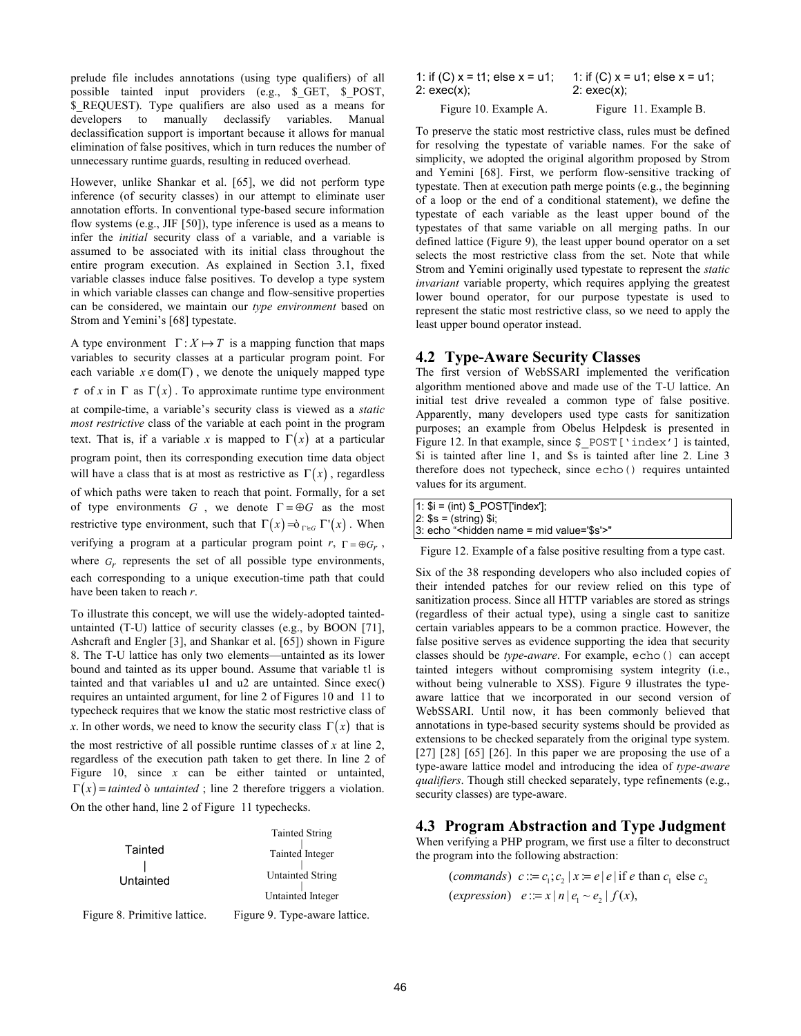prelude file includes annotations (using type qualifiers) of all possible tainted input providers (e.g., $_GET, $_POST, $_REQUEST). Type qualifiers are also used as a means for developers to manually declassify variables. Manual declassification support is important because it allows for manual elimination of false positives, which in turn reduces the number of unnecessary runtime guards, resulting in reduced overhead.

However, unlike Shankar et al. [65], we did not perform type inference (of security classes) in our attempt to eliminate user annotation efforts. In conventional type-based secure information flow systems (e.g., JIF [50]), type inference is used as a means to infer the *initial* security class of a variable, and a variable is assumed to be associated with its initial class throughout the entire program execution. As explained in Section 3.1, fixed variable classes induce false positives. To develop a type system in which variable classes can change and flow-sensitive properties can be considered, we maintain our *type environment* based on Strom and Yemini's [68] typestate.

A type environment $\Gamma : X \mapsto T$ is a mapping function that maps variables to security classes at a particular program point. For each variable $x \in \mathrm{dom}(\Gamma)$, we denote the uniquely mapped type $\tau$ of $x$ in $\Gamma$ as $\Gamma(x)$. To approximate runtime type environment at compile-time, a variable's security class is viewed as a *static most restrictive* class of the variable at each point in the program text. That is, if a variable $x$ is mapped to $\Gamma(x)$ at a particular program point, then its corresponding execution time data object will have a class that is at most as restrictive as $\Gamma(x)$, regardless of which paths were taken to reach that point. Formally, for a set of type environments $G$, we denote $\Gamma = \oplus G$ as the most restrictive type environment, such that $\Gamma(x) = \sqcup_{\Gamma' \in G} \Gamma'(x)$. When verifying a program at a particular program point $r$, $\Gamma = \oplus G_r$, where $G_r$ represents the set of all possible type environments, each corresponding to a unique execution-time path that could have been taken to reach $r$.

To illustrate this concept, we will use the widely-adopted tainted-untainted (T-U) lattice of security classes (e.g., by BOON [71], Ashcraft and Engler [3], and Shankar et al. [65]) shown in Figure 8. The T-U lattice has only two elements—untainted as its lower bound and tainted as its upper bound. Assume that variable t1 is tainted and that variables u1 and u2 are untainted. Since exec() requires an untainted argument, for line 2 of Figures 10 and 11 to typecheck requires that we know the static most restrictive class of $x$. In other words, we need to know the security class $\Gamma(x)$ that is the most restrictive of all possible runtime classes of $x$ at line 2, regardless of the execution path taken to get there. In line 2 of Figure 10, since $x$ can be either tainted or untainted, $\Gamma(x) = tainted \sqcup untainted$; line 2 therefore triggers a violation. On the other hand, line 2 of Figure 11 typechecks.

```
Tainted
   |
Untainted
```

Figure 8. Primitive lattice.

```
Tainted String
      |
Tainted Integer
      |
Untainted String
      |
Untainted Integer
```

Figure 9. Type-aware lattice.

```
1: if (C) x = t1; else x = u1;
2: exec(x);
```

Figure 10. Example A.

```
1: if (C) x = u1; else x = u1;
2: exec(x);
```

Figure 11. Example B.

To preserve the static most restrictive class, rules must be defined for resolving the typestate of variable names. For the sake of simplicity, we adopted the original algorithm proposed by Strom and Yemini [68]. First, we perform flow-sensitive tracking of typestate. Then at execution path merge points (e.g., the beginning of a loop or the end of a conditional statement), we define the typestate of each variable as the least upper bound of the typestates of that same variable on all merging paths. In our defined lattice (Figure 9), the least upper bound operator on a set selects the most restrictive class from the set. Note that while Strom and Yemini originally used typestate to represent the *static invariant* variable property, which requires applying the greatest lower bound operator, for our purpose typestate is used to represent the static most restrictive class, so we need to apply the least upper bound operator instead.

## 4.2 Type-Aware Security Classes

The first version of WebSSARI implemented the verification algorithm mentioned above and made use of the T-U lattice. An initial test drive revealed a common type of false positive. Apparently, many developers used type casts for sanitization purposes; an example from Obelus Helpdesk is presented in Figure 12. In that example, since `$_POST['index']` is tainted, $i is tainted after line 1, and $s is tainted after line 2. Line 3 therefore does not typecheck, since `echo()` requires untainted values for its argument.

```
1: $i = (int) $_POST['index'];
2: $s = (string) $i;
3: echo "<hidden name = mid value='$s'>"
```

Figure 12. Example of a false positive resulting from a type cast.

Six of the 38 responding developers who also included copies of their intended patches for our review relied on this type of sanitization process. Since all HTTP variables are stored as strings (regardless of their actual type), using a single cast to sanitize certain variables appears to be a common practice. However, the false positive serves as evidence supporting the idea that security classes should be *type-aware*. For example, `echo()` can accept tainted integers without compromising system integrity (i.e., without being vulnerable to XSS). Figure 9 illustrates the type-aware lattice that we incorporated in our second version of WebSSARI. Until now, it has been commonly believed that annotations in type-based security systems should be provided as extensions to be checked separately from the original type system. [27] [28] [65] [26]. In this paper we are proposing the use of a type-aware lattice model and introducing the idea of *type-aware qualifiers*. Though still checked separately, type refinements (e.g., security classes) are type-aware.

## 4.3 Program Abstraction and Type Judgment

When verifying a PHP program, we first use a filter to deconstruct the program into the following abstraction:

$$(commands)\quad c ::= c_1; c_2 \mid x := e \mid e \mid \text{if } e \text{ than } c_1 \text{ else } c_2$$

$$(expression)\quad e ::= x \mid n \mid e_1 \sim e_2 \mid f(x),$$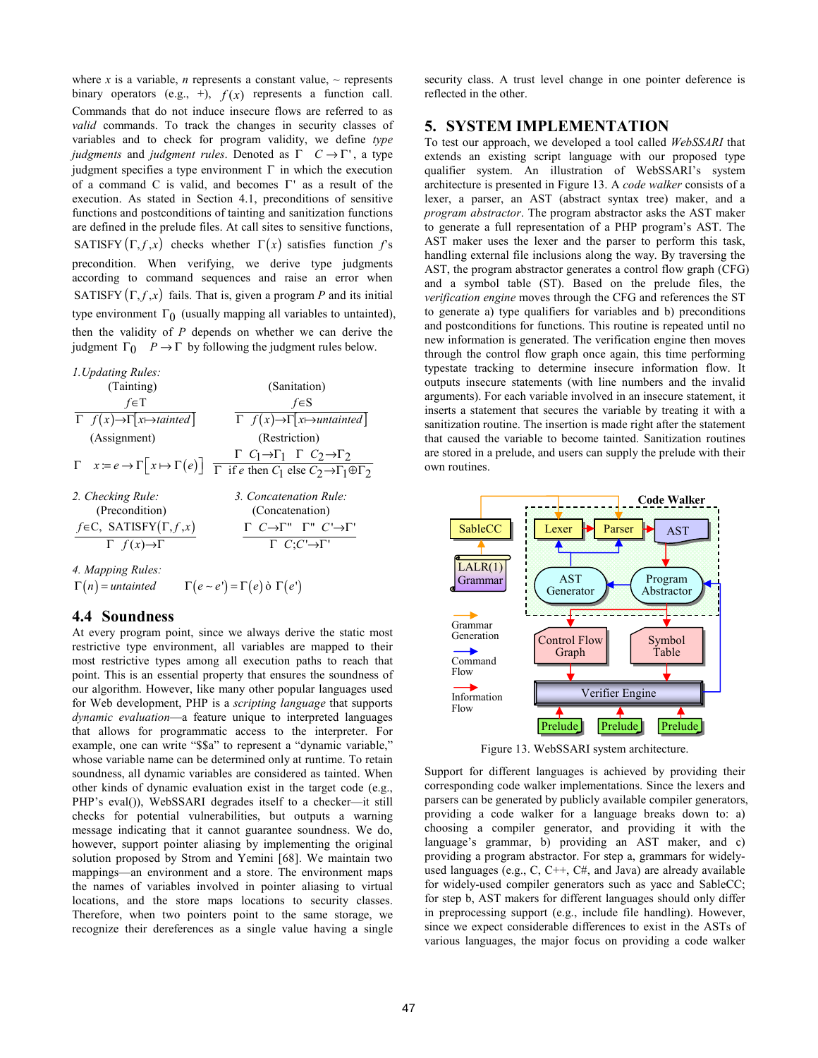where $x$ is a variable, $n$ represents a constant value, ~ represents binary operators (e.g., +), $f(x)$ represents a function call. Commands that do not induce insecure flows are referred to as *valid* commands. To track the changes in security classes of variables and to check for program validity, we define *type judgments* and *judgment rules*. Denoted as $\Gamma \;\; C \rightarrow \Gamma'$, a type judgment specifies a type environment $\Gamma$ in which the execution of a command C is valid, and becomes $\Gamma'$ as a result of the execution. As stated in Section 4.1, preconditions of sensitive functions and postconditions of tainting and sanitization functions are defined in the prelude files. At call sites to sensitive functions, $\text{SATISFY}(\Gamma, f, x)$ checks whether $\Gamma(x)$ satisfies function $f$'s precondition. When verifying, we derive type judgments according to command sequences and raise an error when $\text{SATISFY}(\Gamma, f, x)$ fails. That is, given a program $P$ and its initial type environment $\Gamma_0$ (usually mapping all variables to untainted), then the validity of $P$ depends on whether we can derive the judgment $\Gamma_0 \;\; P \rightarrow \Gamma$ by following the judgment rules below.

*1.Updating Rules:*

(Tainting)
$$\frac{f \in T}{\Gamma \;\; f(x) \rightarrow \Gamma[x \mapsto tainted]}$$

(Sanitation)
$$\frac{f \in S}{\Gamma \;\; f(x) \rightarrow \Gamma[x \mapsto untainted]}$$

(Assignment)
$$\Gamma \;\; x := e \rightarrow \Gamma\left[x \mapsto \Gamma(e)\right]$$

(Restriction)
$$\frac{\Gamma \;\; C_1 \rightarrow \Gamma_1 \quad \Gamma \;\; C_2 \rightarrow \Gamma_2}{\Gamma \;\; \text{if } e \text{ then } C_1 \text{ else } C_2 \rightarrow \Gamma_1 \oplus \Gamma_2}$$

*2. Checking Rule:*

(Precondition)
$$\frac{f \in C,\ \text{SATISFY}(\Gamma, f, x)}{\Gamma \;\; f(x) \rightarrow \Gamma}$$

*3. Concatenation Rule:*

(Concatenation)
$$\frac{\Gamma \;\; C \rightarrow \Gamma'' \quad \Gamma'' \;\; C' \rightarrow \Gamma'}{\Gamma \;\; C; C' \rightarrow \Gamma'}$$

*4. Mapping Rules:*

$$\Gamma(n) = untainted \qquad \Gamma(e \sim e') = \Gamma(e) \oplus \Gamma(e')$$

## 4.4 Soundness

At every program point, since we always derive the static most restrictive type environment, all variables are mapped to their most restrictive types among all execution paths to reach that point. This is an essential property that ensures the soundness of our algorithm. However, like many other popular languages used for Web development, PHP is a *scripting language* that supports *dynamic evaluation*—a feature unique to interpreted languages that allows for programmatic access to the interpreter. For example, one can write "$$a" to represent a "dynamic variable," whose variable name can be determined only at runtime. To retain soundness, all dynamic variables are considered as tainted. When other kinds of dynamic evaluation exist in the target code (e.g., PHP's eval()), WebSSARI degrades itself to a checker—it still checks for potential vulnerabilities, but outputs a warning message indicating that it cannot guarantee soundness. We do, however, support pointer aliasing by implementing the original solution proposed by Strom and Yemini [68]. We maintain two mappings—an environment and a store. The environment maps the names of variables involved in pointer aliasing to virtual locations, and the store maps locations to security classes. Therefore, when two pointers point to the same storage, we recognize their dereferences as a single value having a single security class. A trust level change in one pointer deference is reflected in the other.

## 5. SYSTEM IMPLEMENTATION

To test our approach, we developed a tool called *WebSSARI* that extends an existing script language with our proposed type qualifier system. An illustration of WebSSARI's system architecture is presented in Figure 13. A *code walker* consists of a lexer, a parser, an AST (abstract syntax tree) maker, and a *program abstractor*. The program abstractor asks the AST maker to generate a full representation of a PHP program's AST. The AST maker uses the lexer and the parser to perform this task, handling external file inclusions along the way. By traversing the AST, the program abstractor generates a control flow graph (CFG) and a symbol table (ST). Based on the prelude files, the *verification engine* moves through the CFG and references the ST to generate a) type qualifiers for variables and b) preconditions and postconditions for functions. This routine is repeated until no new information is generated. The verification engine then moves through the control flow graph once again, this time performing typestate tracking to determine insecure information flow. It outputs insecure statements (with line numbers and the invalid arguments). For each variable involved in an insecure statement, it inserts a statement that secures the variable by treating it with a sanitization routine. The insertion is made right after the statement that caused the variable to become tainted. Sanitization routines are stored in a prelude, and users can supply the prelude with their own routines.

Figure 13. WebSSARI system architecture.

Support for different languages is achieved by providing their corresponding code walker implementations. Since the lexers and parsers can be generated by publicly available compiler generators, providing a code walker for a language breaks down to: a) choosing a compiler generator, and providing it with the language's grammar, b) providing an AST maker, and c) providing a program abstractor. For step a, grammars for widely-used languages (e.g., C, C++, C#, and Java) are already available for widely-used compiler generators such as yacc and SableCC; for step b, AST makers for different languages should only differ in preprocessing support (e.g., include file handling). However, since we expect considerable differences to exist in the ASTs of various languages, the major focus on providing a code walker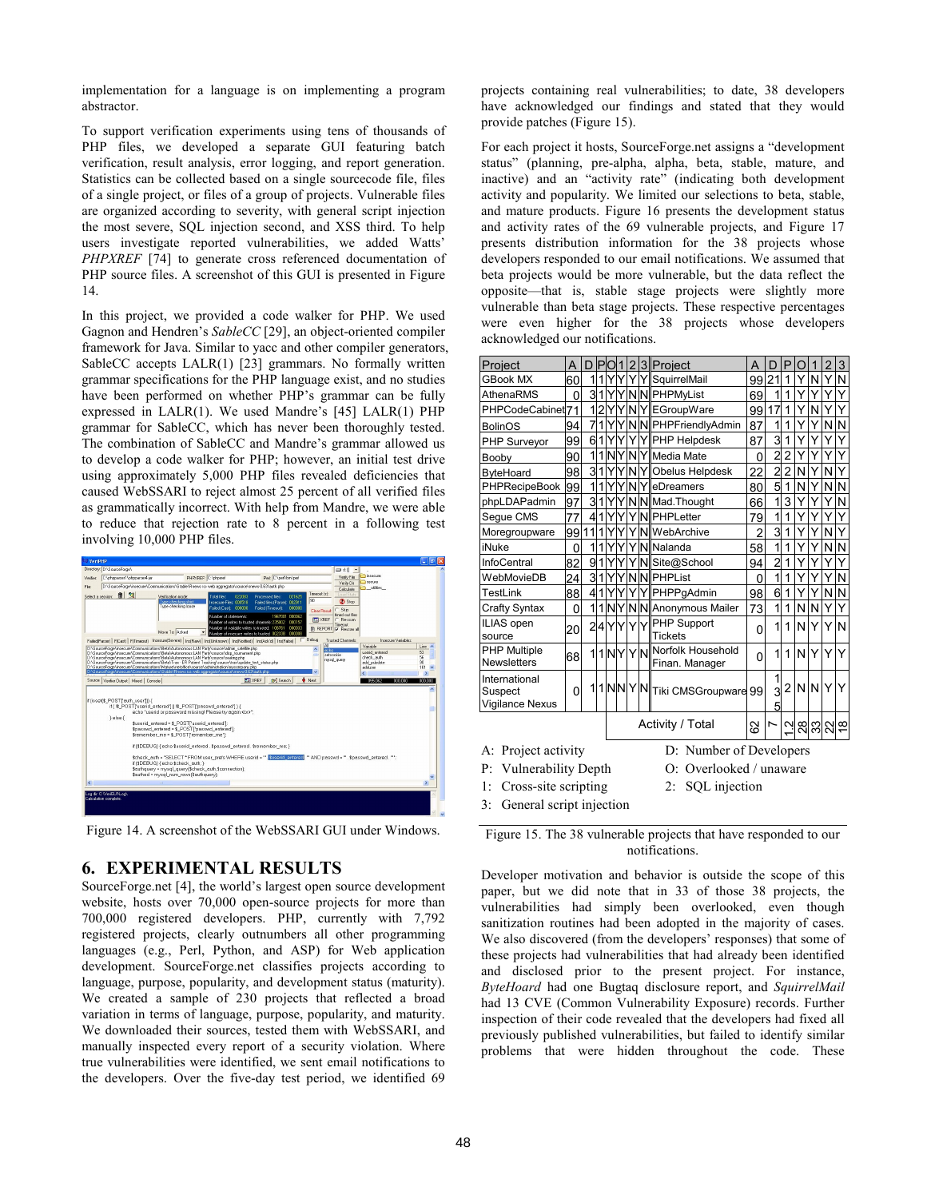implementation for a language is on implementing a program abstractor.

To support verification experiments using tens of thousands of PHP files, we developed a separate GUI featuring batch verification, result analysis, error logging, and report generation. Statistics can be collected based on a single sourcecode file, files of a single project, or files of a group of projects. Vulnerable files are organized according to severity, with general script injection the most severe, SQL injection second, and XSS third. To help users investigate reported vulnerabilities, we added Watts' *PHPXREF* [74] to generate cross referenced documentation of PHP source files. A screenshot of this GUI is presented in Figure 14.

In this project, we provided a code walker for PHP. We used Gagnon and Hendren's *SableCC* [29], an object-oriented compiler framework for Java. Similar to yacc and other compiler generators, SableCC accepts LALR(1) [23] grammars. No formally written grammar specifications for the PHP language exist, and no studies have been performed on whether PHP's grammar can be fully expressed in LALR(1). We used Mandre's [45] LALR(1) PHP grammar for SableCC, which has never been thoroughly tested. The combination of SableCC and Mandre's grammar allowed us to develop a code walker for PHP; however, an initial test drive using approximately 5,000 PHP files revealed deficiencies that caused WebSSARI to reject almost 25 percent of all verified files as grammatically incorrect. With help from Mandre, we were able to reduce that rejection rate to 8 percent in a following test involving 10,000 PHP files.

Figure 14. A screenshot of the WebSSARI GUI under Windows.

## 6. EXPERIMENTAL RESULTS

SourceForge.net [4], the world's largest open source development website, hosts over 70,000 open-source projects for more than 700,000 registered developers. PHP, currently with 7,792 registered projects, clearly outnumbers all other programming languages (e.g., Perl, Python, and ASP) for Web application development. SourceForge.net classifies projects according to language, purpose, popularity, and development status (maturity). We created a sample of 230 projects that reflected a broad variation in terms of language, purpose, popularity, and maturity. We downloaded their sources, tested them with WebSSARI, and manually inspected every report of a security violation. Where true vulnerabilities were identified, we sent email notifications to the developers. Over the five-day test period, we identified 69 projects containing real vulnerabilities; to date, 38 developers have acknowledged our findings and stated that they would provide patches (Figure 15).

For each project it hosts, SourceForge.net assigns a "development status" (planning, pre-alpha, alpha, beta, stable, mature, and inactive) and an "activity rate" (indicating both development activity and popularity. We limited our selections to beta, stable, and mature products. Figure 16 presents the development status and activity rates of the 69 vulnerable projects, and Figure 17 presents distribution information for the 38 projects whose developers responded to our email notifications. We assumed that beta projects would be more vulnerable, but the data reflect the opposite—that is, stable stage projects were slightly more vulnerable than beta stage projects. These respective percentages were even higher for the 38 projects whose developers acknowledged our notifications.

| Project | A | D | P | O | 1 | 2 | 3 | Project | A | D | P | O | 1 | 2 | 3 |
|---|---|---|---|---|---|---|---|---|---|---|---|---|---|---|---|
| GBook MX | 60 | 1 | 1 | Y | Y | Y | Y | SquirrelMail | 99 | 21 | 1 | Y | N | Y | N |
| AthenaRMS | 0 | 3 | 1 | Y | Y | N | N | PHPMyList | 69 | 1 | 1 | Y | Y | Y | Y |
| PHPCodeCabinet | 71 | 1 | 2 | Y | Y | N | Y | EGroupWare | 99 | 17 | 1 | Y | N | Y | Y |
| BolinOS | 94 | 7 | 1 | Y | Y | N | N | PHPFriendlyAdmin | 87 | 1 | 1 | Y | Y | N | N |
| PHP Surveyor | 99 | 6 | 1 | Y | Y | Y | Y | PHP Helpdesk | 87 | 3 | 1 | Y | Y | Y | Y |
| Booby | 90 | 1 | 1 | N | Y | N | Y | Media Mate | 0 | 2 | 2 | Y | Y | Y | Y |
| ByteHoard | 98 | 3 | 1 | Y | Y | N | Y | Obelus Helpdesk | 22 | 2 | 2 | N | Y | N | Y |
| PHPRecipeBook | 99 | 1 | 1 | Y | Y | N | Y | eDreamers | 80 | 5 | 1 | N | Y | N | N |
| phpLDAPadmin | 97 | 3 | 1 | Y | Y | N | N | Mad.Thought | 66 | 1 | 3 | Y | Y | Y | N |
| Segue CMS | 77 | 4 | 1 | Y | Y | Y | N | PHPLetter | 79 | 1 | 1 | Y | Y | Y | Y |
| Moregroupware | 99 | 11 | 1 | Y | Y | Y | N | WebArchive | 2 | 3 | 1 | Y | Y | N | Y |
| iNuke | 0 | 1 | 1 | Y | Y | Y | N | Nalanda | 58 | 1 | 1 | Y | Y | N | N |
| InfoCentral | 82 | 9 | 1 | Y | Y | Y | N | Site@School | 94 | 2 | 1 | Y | Y | Y | Y |
| WebMovieDB | 24 | 3 | 1 | Y | Y | N | N | PHPList | 0 | 1 | 1 | Y | Y | Y | N |
| TestLink | 88 | 4 | 1 | Y | Y | Y | Y | PHPPgAdmin | 98 | 6 | 1 | Y | Y | N | N |
| Crafty Syntax | 0 | 1 | 1 | N | Y | N | N | Anonymous Mailer | 73 | 1 | 1 | N | N | Y | Y |
| ILIAS open source | 20 | 2 | 4 | Y | Y | Y | Y | PHP Support Tickets | 0 | 1 | 1 | N | Y | Y | N |
| PHP Multiple Newsletters | 68 | 1 | 1 | N | Y | Y | N | Norfolk Household Finan. Manager | 0 | 1 | 1 | N | Y | Y | Y |
| International Suspect Vigilance Nexus | 0 | 1 | 1 | N | N | Y | N | Tiki CMSGroupware | 99 | 135 | 2 | N | N | Y | Y |
| | | | | | | | | Activity / Total | 62 | 7 | 1.2 | 28 | 33 | 22 | 18 |

A: Project activity
D: Number of Developers
P: Vulnerability Depth
O: Overlooked / unaware
1: Cross-site scripting
2: SQL injection
3: General script injection

Figure 15. The 38 vulnerable projects that have responded to our notifications.

Developer motivation and behavior is outside the scope of this paper, but we did note that in 33 of those 38 projects, the vulnerabilities had simply been overlooked, even though sanitization routines had been adopted in the majority of cases. We also discovered (from the developers' responses) that some of these projects had vulnerabilities that had already been identified and disclosed prior to the present project. For instance, *ByteHoard* had one Bugtaq disclosure report, and *SquirrelMail* had 13 CVE (Common Vulnerability Exposure) records. Further inspection of their code revealed that the developers had fixed all previously published vulnerabilities, but failed to identify similar problems that were hidden throughout the code. These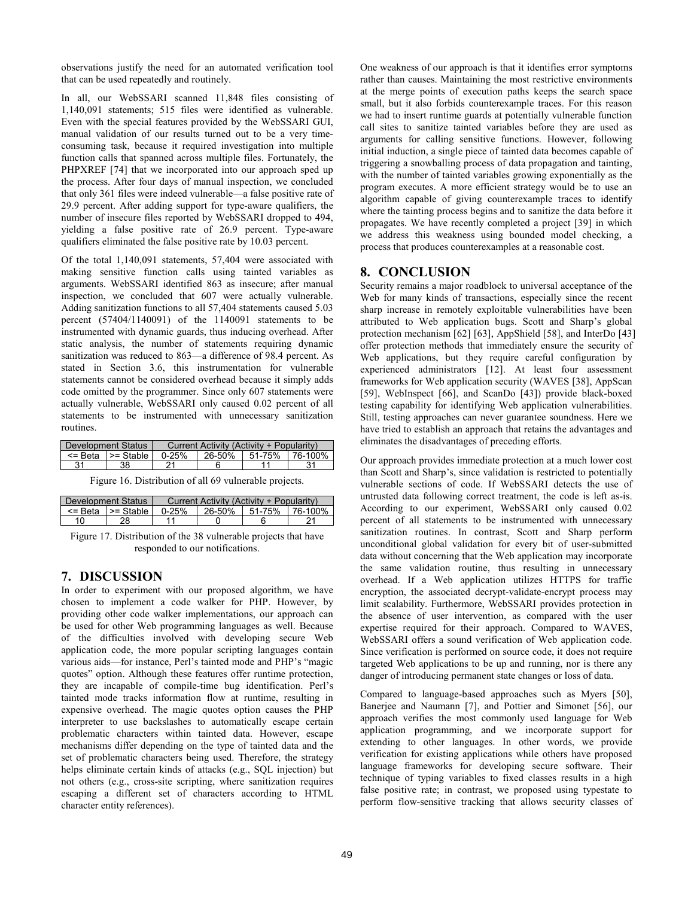observations justify the need for an automated verification tool that can be used repeatedly and routinely.

In all, our WebSSARI scanned 11,848 files consisting of 1,140,091 statements; 515 files were identified as vulnerable. Even with the special features provided by the WebSSARI GUI, manual validation of our results turned out to be a very time-consuming task, because it required investigation into multiple function calls that spanned across multiple files. Fortunately, the PHPXREF [74] that we incorporated into our approach sped up the process. After four days of manual inspection, we concluded that only 361 files were indeed vulnerable—a false positive rate of 29.9 percent. After adding support for type-aware qualifiers, the number of insecure files reported by WebSSARI dropped to 494, yielding a false positive rate of 26.9 percent. Type-aware qualifiers eliminated the false positive rate by 10.03 percent.

Of the total 1,140,091 statements, 57,404 were associated with making sensitive function calls using tainted variables as arguments. WebSSARI identified 863 as insecure; after manual inspection, we concluded that 607 were actually vulnerable. Adding sanitization functions to all 57,404 statements caused 5.03 percent (57404/1140091) of the 1140091 statements to be instrumented with dynamic guards, thus inducing overhead. After static analysis, the number of statements requiring dynamic sanitization was reduced to 863—a difference of 98.4 percent. As stated in Section 3.6, this instrumentation for vulnerable statements cannot be considered overhead because it simply adds code omitted by the programmer. Since only 607 statements were actually vulnerable, WebSSARI only caused 0.02 percent of all statements to be instrumented with unnecessary sanitization routines.

| Development Status | | Current Activity (Activity + Popularity) | | | |
|---|---|---|---|---|---|
| <= Beta | >= Stable | 0-25% | 26-50% | 51-75% | 76-100% |
| 31 | 38 | 21 | 6 | 11 | 31 |

Figure 16. Distribution of all 69 vulnerable projects.

| Development Status | | Current Activity (Activity + Popularity) | | | |
|---|---|---|---|---|---|
| <= Beta | >= Stable | 0-25% | 26-50% | 51-75% | 76-100% |
| 10 | 28 | 11 | 0 | 6 | 21 |

Figure 17. Distribution of the 38 vulnerable projects that have responded to our notifications.

## 7. DISCUSSION

In order to experiment with our proposed algorithm, we have chosen to implement a code walker for PHP. However, by providing other code walker implementations, our approach can be used for other Web programming languages as well. Because of the difficulties involved with developing secure Web application code, the more popular scripting languages contain various aids—for instance, Perl's tainted mode and PHP's "magic quotes" option. Although these features offer runtime protection, they are incapable of compile-time bug identification. Perl's tainted mode tracks information flow at runtime, resulting in expensive overhead. The magic quotes option causes the PHP interpreter to use backslashes to automatically escape certain problematic characters within tainted data. However, escape mechanisms differ depending on the type of tainted data and the set of problematic characters being used. Therefore, the strategy helps eliminate certain kinds of attacks (e.g., SQL injection) but not others (e.g., cross-site scripting, where sanitization requires escaping a different set of characters according to HTML character entity references).

One weakness of our approach is that it identifies error symptoms rather than causes. Maintaining the most restrictive environments at the merge points of execution paths keeps the search space small, but it also forbids counterexample traces. For this reason we had to insert runtime guards at potentially vulnerable function call sites to sanitize tainted variables before they are used as arguments for calling sensitive functions. However, following initial induction, a single piece of tainted data becomes capable of triggering a snowballing process of data propagation and tainting, with the number of tainted variables growing exponentially as the program executes. A more efficient strategy would be to use an algorithm capable of giving counterexample traces to identify where the tainting process begins and to sanitize the data before it propagates. We have recently completed a project [39] in which we address this weakness using bounded model checking, a process that produces counterexamples at a reasonable cost.

## 8. CONCLUSION

Security remains a major roadblock to universal acceptance of the Web for many kinds of transactions, especially since the recent sharp increase in remotely exploitable vulnerabilities have been attributed to Web application bugs. Scott and Sharp's global protection mechanism [62] [63], AppShield [58], and InterDo [43] offer protection methods that immediately ensure the security of Web applications, but they require careful configuration by experienced administrators [12]. At least four assessment frameworks for Web application security (WAVES [38], AppScan [59], WebInspect [66], and ScanDo [43]) provide black-boxed testing capability for identifying Web application vulnerabilities. Still, testing approaches can never guarantee soundness. Here we have tried to establish an approach that retains the advantages and eliminates the disadvantages of preceding efforts.

Our approach provides immediate protection at a much lower cost than Scott and Sharp's, since validation is restricted to potentially vulnerable sections of code. If WebSSARI detects the use of untrusted data following correct treatment, the code is left as-is. According to our experiment, WebSSARI only caused 0.02 percent of all statements to be instrumented with unnecessary sanitization routines. In contrast, Scott and Sharp perform unconditional global validation for every bit of user-submitted data without concerning that the Web application may incorporate the same validation routine, thus resulting in unnecessary overhead. If a Web application utilizes HTTPS for traffic encryption, the associated decrypt-validate-encrypt process may limit scalability. Furthermore, WebSSARI provides protection in the absence of user intervention, as compared with the user expertise required for their approach. Compared to WAVES, WebSSARI offers a sound verification of Web application code. Since verification is performed on source code, it does not require targeted Web applications to be up and running, nor is there any danger of introducing permanent state changes or loss of data.

Compared to language-based approaches such as Myers [50], Banerjee and Naumann [7], and Pottier and Simonet [56], our approach verifies the most commonly used language for Web application programming, and we incorporate support for extending to other languages. In other words, we provide verification for existing applications while others have proposed language frameworks for developing secure software. Their technique of typing variables to fixed classes results in a high false positive rate; in contrast, we proposed using typestate to perform flow-sensitive tracking that allows security classes of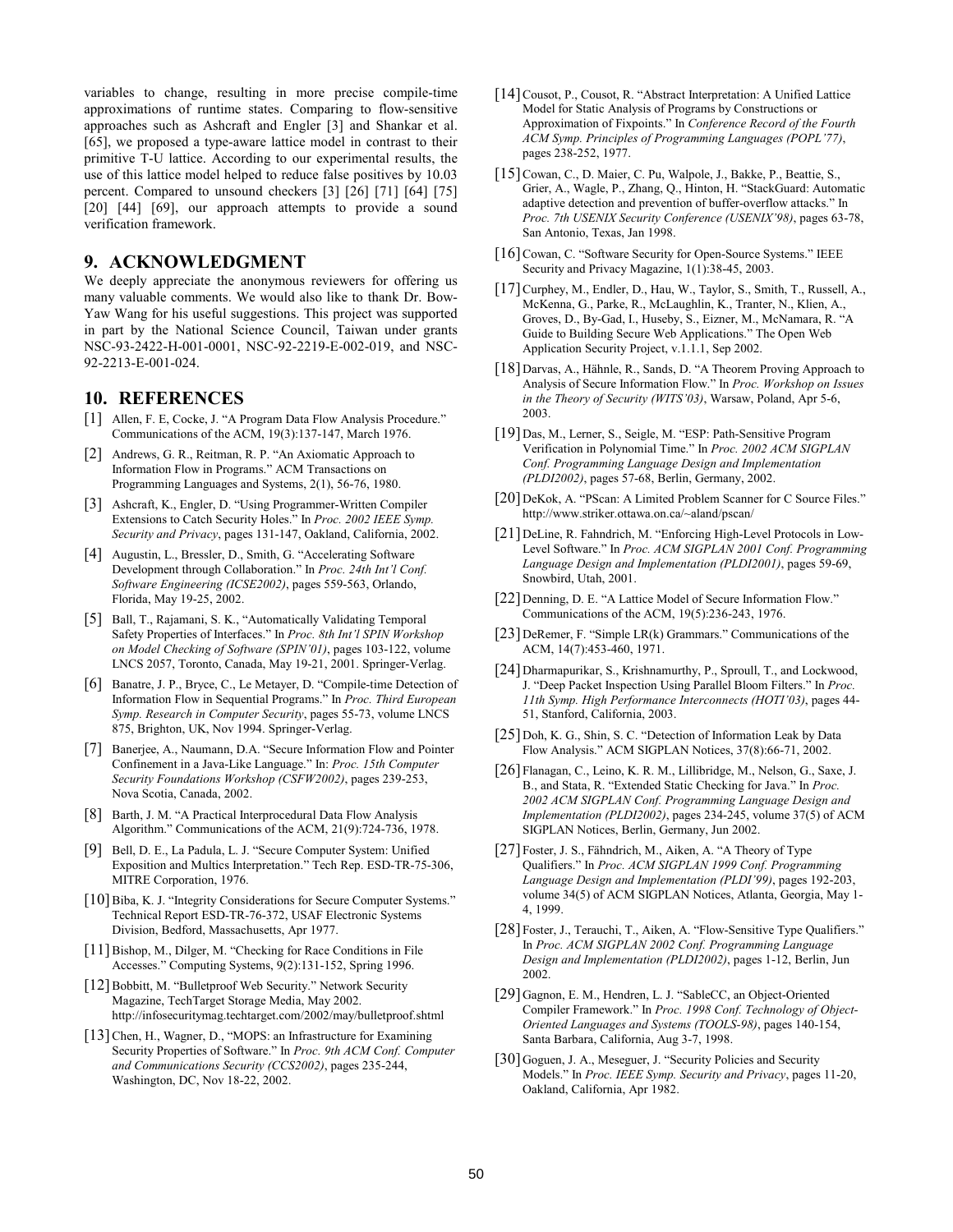variables to change, resulting in more precise compile-time approximations of runtime states. Comparing to flow-sensitive approaches such as Ashcraft and Engler [3] and Shankar et al. [65], we proposed a type-aware lattice model in contrast to their primitive T-U lattice. According to our experimental results, the use of this lattice model helped to reduce false positives by 10.03 percent. Compared to unsound checkers [3] [26] [71] [64] [75] [20] [44] [69], our approach attempts to provide a sound verification framework.

## 9. ACKNOWLEDGMENT

We deeply appreciate the anonymous reviewers for offering us many valuable comments. We would also like to thank Dr. Bow-Yaw Wang for his useful suggestions. This project was supported in part by the National Science Council, Taiwan under grants NSC-93-2422-H-001-0001, NSC-92-2219-E-002-019, and NSC-92-2213-E-001-024.

## 10. REFERENCES

[1] Allen, F. E, Cocke, J. "A Program Data Flow Analysis Procedure." Communications of the ACM, 19(3):137-147, March 1976.

[2] Andrews, G. R., Reitman, R. P. "An Axiomatic Approach to Information Flow in Programs." ACM Transactions on Programming Languages and Systems, 2(1), 56-76, 1980.

[3] Ashcraft, K., Engler, D. "Using Programmer-Written Compiler Extensions to Catch Security Holes." In *Proc. 2002 IEEE Symp. Security and Privacy*, pages 131-147, Oakland, California, 2002.

[4] Augustin, L., Bressler, D., Smith, G. "Accelerating Software Development through Collaboration." In *Proc. 24th Int'l Conf. Software Engineering (ICSE2002)*, pages 559-563, Orlando, Florida, May 19-25, 2002.

[5] Ball, T., Rajamani, S. K., "Automatically Validating Temporal Safety Properties of Interfaces." In *Proc. 8th Int'l SPIN Workshop on Model Checking of Software (SPIN'01)*, pages 103-122, volume LNCS 2057, Toronto, Canada, May 19-21, 2001. Springer-Verlag.

[6] Banatre, J. P., Bryce, C., Le Metayer, D. "Compile-time Detection of Information Flow in Sequential Programs." In *Proc. Third European Symp. Research in Computer Security*, pages 55-73, volume LNCS 875, Brighton, UK, Nov 1994. Springer-Verlag.

[7] Banerjee, A., Naumann, D.A. "Secure Information Flow and Pointer Confinement in a Java-Like Language." In: *Proc. 15th Computer Security Foundations Workshop (CSFW2002)*, pages 239-253, Nova Scotia, Canada, 2002.

[8] Barth, J. M. "A Practical Interprocedural Data Flow Analysis Algorithm." Communications of the ACM, 21(9):724-736, 1978.

[9] Bell, D. E., La Padula, L. J. "Secure Computer System: Unified Exposition and Multics Interpretation." Tech Rep. ESD-TR-75-306, MITRE Corporation, 1976.

[10] Biba, K. J. "Integrity Considerations for Secure Computer Systems." Technical Report ESD-TR-76-372, USAF Electronic Systems Division, Bedford, Massachusetts, Apr 1977.

[11] Bishop, M., Dilger, M. "Checking for Race Conditions in File Accesses." Computing Systems, 9(2):131-152, Spring 1996.

[12] Bobbitt, M. "Bulletproof Web Security." Network Security Magazine, TechTarget Storage Media, May 2002. http://infosecuritymag.techtarget.com/2002/may/bulletproof.shtml

[13] Chen, H., Wagner, D., "MOPS: an Infrastructure for Examining Security Properties of Software." In *Proc. 9th ACM Conf. Computer and Communications Security (CCS2002)*, pages 235-244, Washington, DC, Nov 18-22, 2002.

[14] Cousot, P., Cousot, R. "Abstract Interpretation: A Unified Lattice Model for Static Analysis of Programs by Constructions or Approximation of Fixpoints." In *Conference Record of the Fourth ACM Symp. Principles of Programming Languages (POPL'77)*, pages 238-252, 1977.

[15] Cowan, C., D. Maier, C. Pu, Walpole, J., Bakke, P., Beattie, S., Grier, A., Wagle, P., Zhang, Q., Hinton, H. "StackGuard: Automatic adaptive detection and prevention of buffer-overflow attacks." In *Proc. 7th USENIX Security Conference (USENIX'98)*, pages 63-78, San Antonio, Texas, Jan 1998.

[16] Cowan, C. "Software Security for Open-Source Systems." IEEE Security and Privacy Magazine, 1(1):38-45, 2003.

[17] Curphey, M., Endler, D., Hau, W., Taylor, S., Smith, T., Russell, A., McKenna, G., Parke, R., McLaughlin, K., Tranter, N., Klien, A., Groves, D., By-Gad, I., Huseby, S., Eizner, M., McNamara, R. "A Guide to Building Secure Web Applications." The Open Web Application Security Project, v.1.1.1, Sep 2002.

[18] Darvas, A., Hähnle, R., Sands, D. "A Theorem Proving Approach to Analysis of Secure Information Flow." In *Proc. Workshop on Issues in the Theory of Security (WITS'03)*, Warsaw, Poland, Apr 5-6, 2003.

[19] Das, M., Lerner, S., Seigle, M. "ESP: Path-Sensitive Program Verification in Polynomial Time." In *Proc. 2002 ACM SIGPLAN Conf. Programming Language Design and Implementation (PLDI2002)*, pages 57-68, Berlin, Germany, 2002.

[20] DeKok, A. "PScan: A Limited Problem Scanner for C Source Files." http://www.striker.ottawa.on.ca/~aland/pscan/

[21] DeLine, R. Fahndrich, M. "Enforcing High-Level Protocols in Low-Level Software." In *Proc. ACM SIGPLAN 2001 Conf. Programming Language Design and Implementation (PLDI2001)*, pages 59-69, Snowbird, Utah, 2001.

[22] Denning, D. E. "A Lattice Model of Secure Information Flow." Communications of the ACM, 19(5):236-243, 1976.

[23] DeRemer, F. "Simple LR(k) Grammars." Communications of the ACM, 14(7):453-460, 1971.

[24] Dharmapurikar, S., Krishnamurthy, P., Sproull, T., and Lockwood, J. "Deep Packet Inspection Using Parallel Bloom Filters." In *Proc. 11th Symp. High Performance Interconnects (HOTI'03)*, pages 44-51, Stanford, California, 2003.

[25] Doh, K. G., Shin, S. C. "Detection of Information Leak by Data Flow Analysis." ACM SIGPLAN Notices, 37(8):66-71, 2002.

[26] Flanagan, C., Leino, K. R. M., Lillibridge, M., Nelson, G., Saxe, J. B., and Stata, R. "Extended Static Checking for Java." In *Proc. 2002 ACM SIGPLAN Conf. Programming Language Design and Implementation (PLDI2002)*, pages 234-245, volume 37(5) of ACM SIGPLAN Notices, Berlin, Germany, Jun 2002.

[27] Foster, J. S., Fähndrich, M., Aiken, A. "A Theory of Type Qualifiers." In *Proc. ACM SIGPLAN 1999 Conf. Programming Language Design and Implementation (PLDI'99)*, pages 192-203, volume 34(5) of ACM SIGPLAN Notices, Atlanta, Georgia, May 1-4, 1999.

[28] Foster, J., Terauchi, T., Aiken, A. "Flow-Sensitive Type Qualifiers." In *Proc. ACM SIGPLAN 2002 Conf. Programming Language Design and Implementation (PLDI2002)*, pages 1-12, Berlin, Jun 2002.

[29] Gagnon, E. M., Hendren, L. J. "SableCC, an Object-Oriented Compiler Framework." In *Proc. 1998 Conf. Technology of Object-Oriented Languages and Systems (TOOLS-98)*, pages 140-154, Santa Barbara, California, Aug 3-7, 1998.

[30] Goguen, J. A., Meseguer, J. "Security Policies and Security Models." In *Proc. IEEE Symp. Security and Privacy*, pages 11-20, Oakland, California, Apr 1982.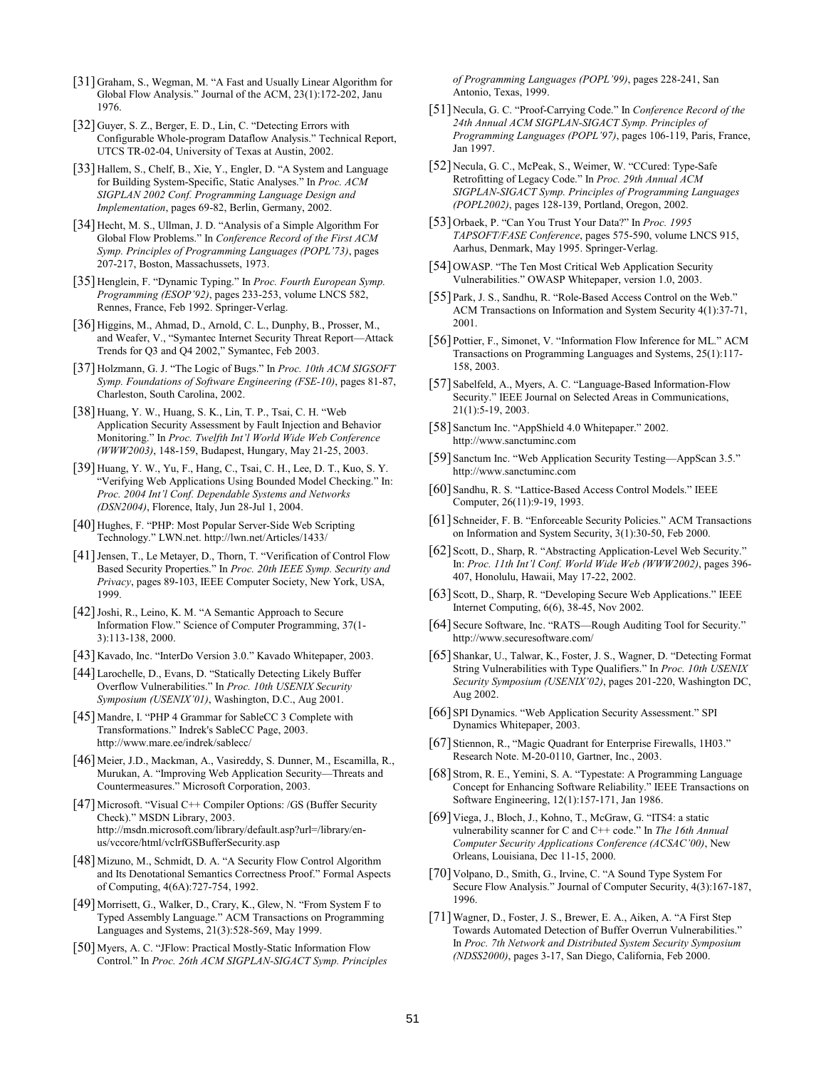[31] Graham, S., Wegman, M. "A Fast and Usually Linear Algorithm for Global Flow Analysis." Journal of the ACM, 23(1):172-202, Janu 1976.

[32] Guyer, S. Z., Berger, E. D., Lin, C. "Detecting Errors with Configurable Whole-program Dataflow Analysis." Technical Report, UTCS TR-02-04, University of Texas at Austin, 2002.

[33] Hallem, S., Chelf, B., Xie, Y., Engler, D. "A System and Language for Building System-Specific, Static Analyses." In *Proc. ACM SIGPLAN 2002 Conf. Programming Language Design and Implementation*, pages 69-82, Berlin, Germany, 2002.

[34] Hecht, M. S., Ullman, J. D. "Analysis of a Simple Algorithm For Global Flow Problems." In *Conference Record of the First ACM Symp. Principles of Programming Languages (POPL'73)*, pages 207-217, Boston, Massachussets, 1973.

[35] Henglein, F. "Dynamic Typing." In *Proc. Fourth European Symp. Programming (ESOP'92)*, pages 233-253, volume LNCS 582, Rennes, France, Feb 1992. Springer-Verlag.

[36] Higgins, M., Ahmad, D., Arnold, C. L., Dunphy, B., Prosser, M., and Weafer, V., "Symantec Internet Security Threat Report—Attack Trends for Q3 and Q4 2002," Symantec, Feb 2003.

[37] Holzmann, G. J. "The Logic of Bugs." In *Proc. 10th ACM SIGSOFT Symp. Foundations of Software Engineering (FSE-10)*, pages 81-87, Charleston, South Carolina, 2002.

[38] Huang, Y. W., Huang, S. K., Lin, T. P., Tsai, C. H. "Web Application Security Assessment by Fault Injection and Behavior Monitoring." In *Proc. Twelfth Int'l World Wide Web Conference (WWW2003)*, 148-159, Budapest, Hungary, May 21-25, 2003.

[39] Huang, Y. W., Yu, F., Hang, C., Tsai, C. H., Lee, D. T., Kuo, S. Y. "Verifying Web Applications Using Bounded Model Checking." In: *Proc. 2004 Int'l Conf. Dependable Systems and Networks (DSN2004)*, Florence, Italy, Jun 28-Jul 1, 2004.

[40] Hughes, F. "PHP: Most Popular Server-Side Web Scripting Technology." LWN.net. http://lwn.net/Articles/1433/

[41] Jensen, T., Le Metayer, D., Thorn, T. "Verification of Control Flow Based Security Properties." In *Proc. 20th IEEE Symp. Security and Privacy*, pages 89-103, IEEE Computer Society, New York, USA, 1999.

[42] Joshi, R., Leino, K. M. "A Semantic Approach to Secure Information Flow." Science of Computer Programming, 37(1-3):113-138, 2000.

[43] Kavado, Inc. "InterDo Version 3.0." Kavado Whitepaper, 2003.

[44] Larochelle, D., Evans, D. "Statically Detecting Likely Buffer Overflow Vulnerabilities." In *Proc. 10th USENIX Security Symposium (USENIX'01)*, Washington, D.C., Aug 2001.

[45] Mandre, I. "PHP 4 Grammar for SableCC 3 Complete with Transformations." Indrek's SableCC Page, 2003. http://www.mare.ee/indrek/sablecc/

[46] Meier, J.D., Mackman, A., Vasireddy, S. Dunner, M., Escamilla, R., Murukan, A. "Improving Web Application Security—Threats and Countermeasures." Microsoft Corporation, 2003.

[47] Microsoft. "Visual C++ Compiler Options: /GS (Buffer Security Check)." MSDN Library, 2003. http://msdn.microsoft.com/library/default.asp?url=/library/en-us/vccore/html/vclrfGSBufferSecurity.asp

[48] Mizuno, M., Schmidt, D. A. "A Security Flow Control Algorithm and Its Denotational Semantics Correctness Proof." Formal Aspects of Computing, 4(6A):727-754, 1992.

[49] Morrisett, G., Walker, D., Crary, K., Glew, N. "From System F to Typed Assembly Language." ACM Transactions on Programming Languages and Systems, 21(3):528-569, May 1999.

[50] Myers, A. C. "JFlow: Practical Mostly-Static Information Flow Control." In *Proc. 26th ACM SIGPLAN-SIGACT Symp. Principles of Programming Languages (POPL'99)*, pages 228-241, San Antonio, Texas, 1999.

[51] Necula, G. C. "Proof-Carrying Code." In *Conference Record of the 24th Annual ACM SIGPLAN-SIGACT Symp. Principles of Programming Languages (POPL'97)*, pages 106-119, Paris, France, Jan 1997.

[52] Necula, G. C., McPeak, S., Weimer, W. "CCured: Type-Safe Retrofitting of Legacy Code." In *Proc. 29th Annual ACM SIGPLAN-SIGACT Symp. Principles of Programming Languages (POPL2002)*, pages 128-139, Portland, Oregon, 2002.

[53] Orbaek, P. "Can You Trust Your Data?" In *Proc. 1995 TAPSOFT/FASE Conference*, pages 575-590, volume LNCS 915, Aarhus, Denmark, May 1995. Springer-Verlag.

[54] OWASP. "The Ten Most Critical Web Application Security Vulnerabilities." OWASP Whitepaper, version 1.0, 2003.

[55] Park, J. S., Sandhu, R. "Role-Based Access Control on the Web." ACM Transactions on Information and System Security 4(1):37-71, 2001.

[56] Pottier, F., Simonet, V. "Information Flow Inference for ML." ACM Transactions on Programming Languages and Systems, 25(1):117-158, 2003.

[57] Sabelfeld, A., Myers, A. C. "Language-Based Information-Flow Security." IEEE Journal on Selected Areas in Communications, 21(1):5-19, 2003.

[58] Sanctum Inc. "AppShield 4.0 Whitepaper." 2002. http://www.sanctuminc.com

[59] Sanctum Inc. "Web Application Security Testing—AppScan 3.5." http://www.sanctuminc.com

[60] Sandhu, R. S. "Lattice-Based Access Control Models." IEEE Computer, 26(11):9-19, 1993.

[61] Schneider, F. B. "Enforceable Security Policies." ACM Transactions on Information and System Security, 3(1):30-50, Feb 2000.

[62] Scott, D., Sharp, R. "Abstracting Application-Level Web Security." In: *Proc. 11th Int'l Conf. World Wide Web (WWW2002)*, pages 396-407, Honolulu, Hawaii, May 17-22, 2002.

[63] Scott, D., Sharp, R. "Developing Secure Web Applications." IEEE Internet Computing, 6(6), 38-45, Nov 2002.

[64] Secure Software, Inc. "RATS—Rough Auditing Tool for Security." http://www.securesoftware.com/

[65] Shankar, U., Talwar, K., Foster, J. S., Wagner, D. "Detecting Format String Vulnerabilities with Type Qualifiers." In *Proc. 10th USENIX Security Symposium (USENIX'02)*, pages 201-220, Washington DC, Aug 2002.

[66] SPI Dynamics. "Web Application Security Assessment." SPI Dynamics Whitepaper, 2003.

[67] Stiennon, R., "Magic Quadrant for Enterprise Firewalls, 1H03." Research Note. M-20-0110, Gartner, Inc., 2003.

[68] Strom, R. E., Yemini, S. A. "Typestate: A Programming Language Concept for Enhancing Software Reliability." IEEE Transactions on Software Engineering, 12(1):157-171, Jan 1986.

[69] Viega, J., Bloch, J., Kohno, T., McGraw, G. "ITS4: a static vulnerability scanner for C and C++ code." In *The 16th Annual Computer Security Applications Conference (ACSAC'00)*, New Orleans, Louisiana, Dec 11-15, 2000.

[70] Volpano, D., Smith, G., Irvine, C. "A Sound Type System For Secure Flow Analysis." Journal of Computer Security, 4(3):167-187, 1996.

[71] Wagner, D., Foster, J. S., Brewer, E. A., Aiken, A. "A First Step Towards Automated Detection of Buffer Overrun Vulnerabilities." In *Proc. 7th Network and Distributed System Security Symposium (NDSS2000)*, pages 3-17, San Diego, California, Feb 2000.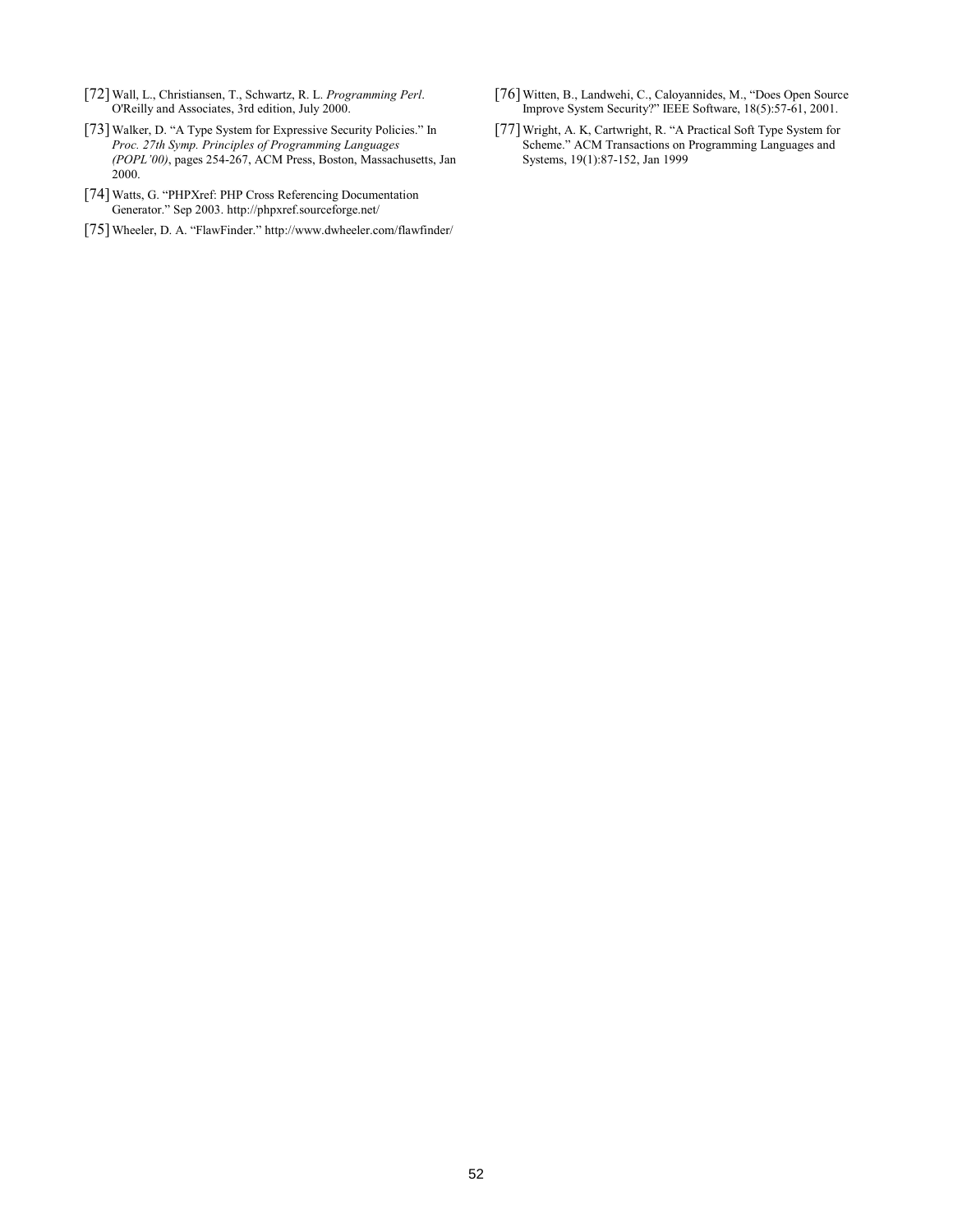[72] Wall, L., Christiansen, T., Schwartz, R. L. *Programming Perl*. O'Reilly and Associates, 3rd edition, July 2000.

[73] Walker, D. "A Type System for Expressive Security Policies." In *Proc. 27th Symp. Principles of Programming Languages (POPL'00)*, pages 254-267, ACM Press, Boston, Massachusetts, Jan 2000.

[74] Watts, G. "PHPXref: PHP Cross Referencing Documentation Generator." Sep 2003. http://phpxref.sourceforge.net/

[75] Wheeler, D. A. "FlawFinder." http://www.dwheeler.com/flawfinder/

[76] Witten, B., Landwehi, C., Caloyannides, M., "Does Open Source Improve System Security?" IEEE Software, 18(5):57-61, 2001.

[77] Wright, A. K, Cartwright, R. "A Practical Soft Type System for Scheme." ACM Transactions on Programming Languages and Systems, 19(1):87-152, Jan 1999